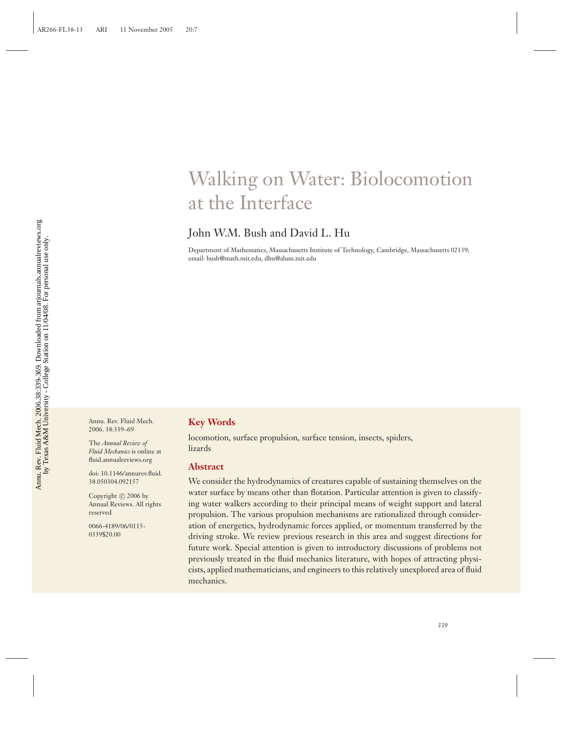# Walking on Water: Biolocomotion at the Interface

John W.M. Bush and David L. Hu

Department of Mathematics, Massachusetts Institute of Technology, Cambridge, Massachusetts 02139; email: bush@math.mit.edu, dhu@alum.mit.edu

Annu. Rev. Fluid Mech. 2006. 38:339–69

The *Annual Review of Fluid Mechanics* is online at fluid.annualreviews.org

doi: 10.1146/annurev.fluid.38.050304.092157

Copyright © 2006 by Annual Reviews. All rights reserved

0066-4189/06/0115-0339$20.00

## Key Words

locomotion, surface propulsion, surface tension, insects, spiders, lizards

## Abstract

We consider the hydrodynamics of creatures capable of sustaining themselves on the water surface by means other than flotation. Particular attention is given to classifying water walkers according to their principal means of weight support and lateral propulsion. The various propulsion mechanisms are rationalized through consideration of energetics, hydrodynamic forces applied, or momentum transferred by the driving stroke. We review previous research in this area and suggest directions for future work. Special attention is given to introductory discussions of problems not previously treated in the fluid mechanics literature, with hopes of attracting physicists, applied mathematicians, and engineers to this relatively unexplored area of fluid mechanics.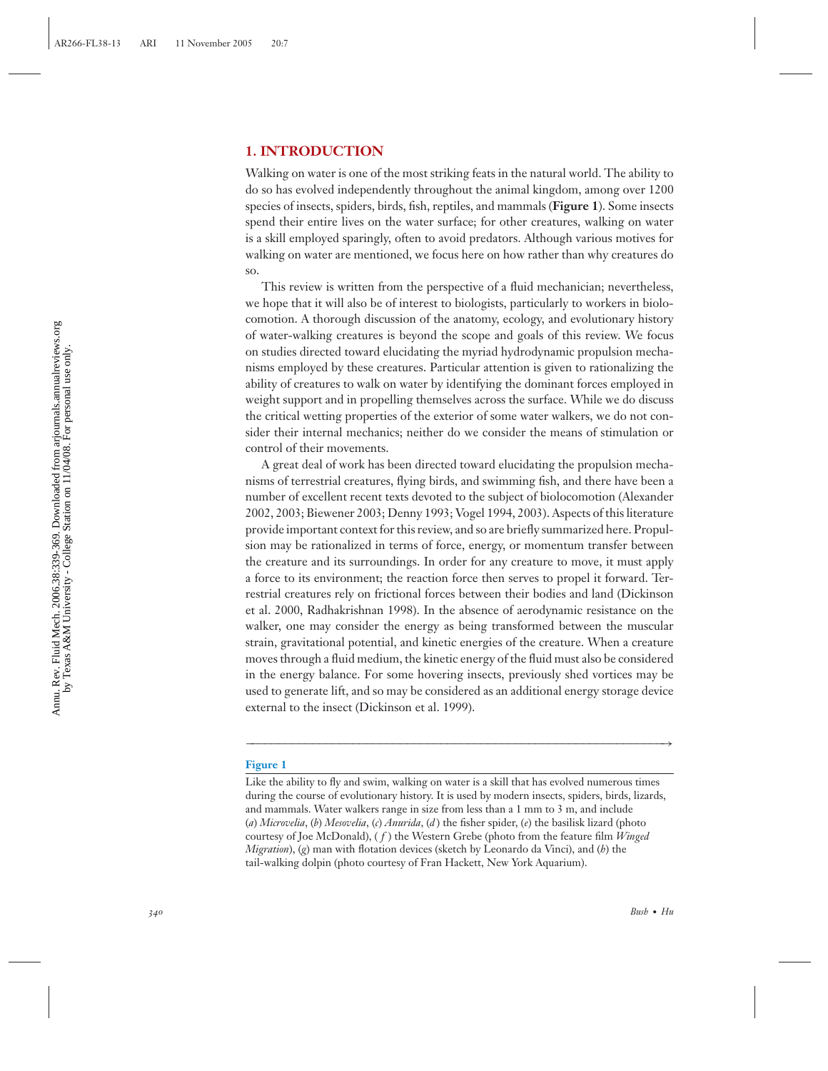## 1. INTRODUCTION

Walking on water is one of the most striking feats in the natural world. The ability to do so has evolved independently throughout the animal kingdom, among over 1200 species of insects, spiders, birds, fish, reptiles, and mammals (**Figure 1**). Some insects spend their entire lives on the water surface; for other creatures, walking on water is a skill employed sparingly, often to avoid predators. Although various motives for walking on water are mentioned, we focus here on how rather than why creatures do so.

This review is written from the perspective of a fluid mechanician; nevertheless, we hope that it will also be of interest to biologists, particularly to workers in biolocomotion. A thorough discussion of the anatomy, ecology, and evolutionary history of water-walking creatures is beyond the scope and goals of this review. We focus on studies directed toward elucidating the myriad hydrodynamic propulsion mechanisms employed by these creatures. Particular attention is given to rationalizing the ability of creatures to walk on water by identifying the dominant forces employed in weight support and in propelling themselves across the surface. While we do discuss the critical wetting properties of the exterior of some water walkers, we do not consider their internal mechanics; neither do we consider the means of stimulation or control of their movements.

A great deal of work has been directed toward elucidating the propulsion mechanisms of terrestrial creatures, flying birds, and swimming fish, and there have been a number of excellent recent texts devoted to the subject of biolocomotion (Alexander 2002, 2003; Biewener 2003; Denny 1993; Vogel 1994, 2003). Aspects of this literature provide important context for this review, and so are briefly summarized here. Propulsion may be rationalized in terms of force, energy, or momentum transfer between the creature and its surroundings. In order for any creature to move, it must apply a force to its environment; the reaction force then serves to propel it forward. Terrestrial creatures rely on frictional forces between their bodies and land (Dickinson et al. 2000, Radhakrishnan 1998). In the absence of aerodynamic resistance on the walker, one may consider the energy as being transformed between the muscular strain, gravitational potential, and kinetic energies of the creature. When a creature moves through a fluid medium, the kinetic energy of the fluid must also be considered in the energy balance. For some hovering insects, previously shed vortices may be used to generate lift, and so may be considered as an additional energy storage device external to the insect (Dickinson et al. 1999).

**Figure 1**

Like the ability to fly and swim, walking on water is a skill that has evolved numerous times during the course of evolutionary history. It is used by modern insects, spiders, birds, lizards, and mammals. Water walkers range in size from less than a 1 mm to 3 m, and include (*a*) *Microvelia*, (*b*) *Mesovelia*, (*c*) *Anurida*, (*d*) the fisher spider, (*e*) the basilisk lizard (photo courtesy of Joe McDonald), (*f*) the Western Grebe (photo from the feature film *Winged Migration*), (*g*) man with flotation devices (sketch by Leonardo da Vinci), and (*h*) the tail-walking dolpin (photo courtesy of Fran Hackett, New York Aquarium).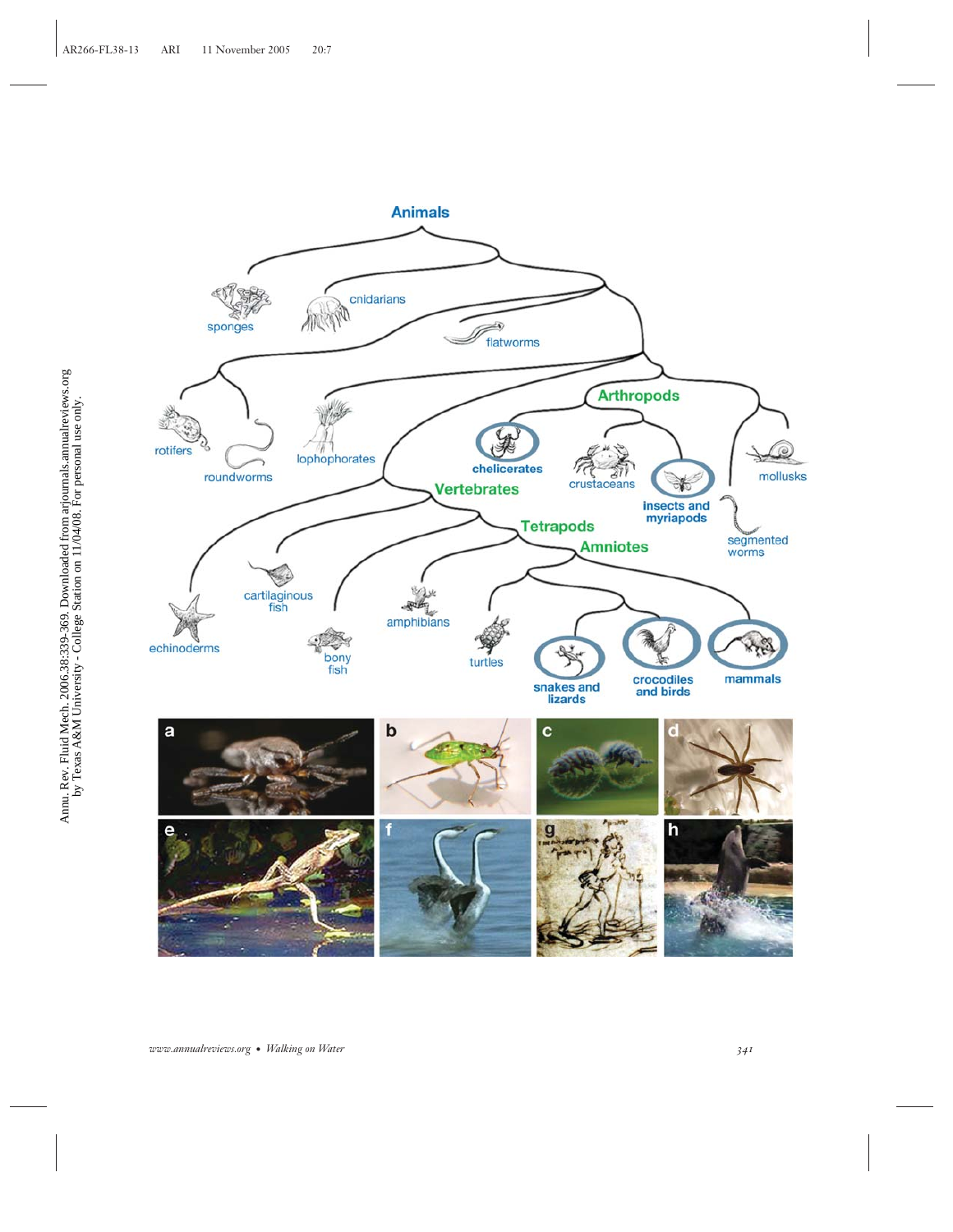Animals

sponges

cnidarians

flatworms

rotifers

roundworms

lophophorates

Arthropods

chelicerates

crustaceans

insects and myriapods

mollusks

segmented worms

Vertebrates

Tetrapods

Amniotes

echinoderms

cartilaginous fish

bony fish

amphibians

turtles

snakes and lizards

crocodiles and birds

mammals

a b c d

e f g h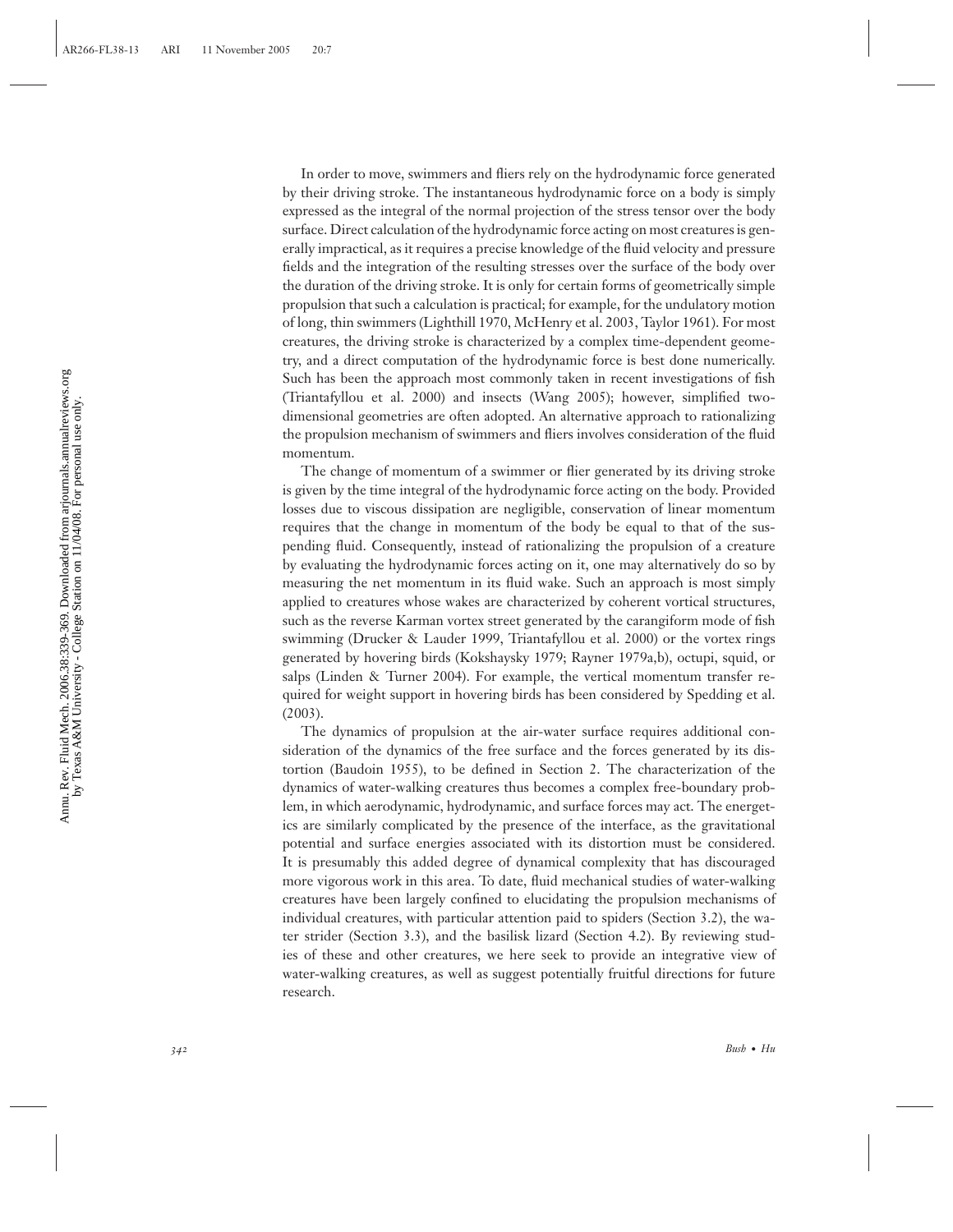In order to move, swimmers and fliers rely on the hydrodynamic force generated by their driving stroke. The instantaneous hydrodynamic force on a body is simply expressed as the integral of the normal projection of the stress tensor over the body surface. Direct calculation of the hydrodynamic force acting on most creatures is generally impractical, as it requires a precise knowledge of the fluid velocity and pressure fields and the integration of the resulting stresses over the surface of the body over the duration of the driving stroke. It is only for certain forms of geometrically simple propulsion that such a calculation is practical; for example, for the undulatory motion of long, thin swimmers (Lighthill 1970, McHenry et al. 2003, Taylor 1961). For most creatures, the driving stroke is characterized by a complex time-dependent geometry, and a direct computation of the hydrodynamic force is best done numerically. Such has been the approach most commonly taken in recent investigations of fish (Triantafyllou et al. 2000) and insects (Wang 2005); however, simplified two-dimensional geometries are often adopted. An alternative approach to rationalizing the propulsion mechanism of swimmers and fliers involves consideration of the fluid momentum.

The change of momentum of a swimmer or flier generated by its driving stroke is given by the time integral of the hydrodynamic force acting on the body. Provided losses due to viscous dissipation are negligible, conservation of linear momentum requires that the change in momentum of the body be equal to that of the suspending fluid. Consequently, instead of rationalizing the propulsion of a creature by evaluating the hydrodynamic forces acting on it, one may alternatively do so by measuring the net momentum in its fluid wake. Such an approach is most simply applied to creatures whose wakes are characterized by coherent vortical structures, such as the reverse Karman vortex street generated by the carangiform mode of fish swimming (Drucker & Lauder 1999, Triantafyllou et al. 2000) or the vortex rings generated by hovering birds (Kokshaysky 1979; Rayner 1979a,b), octupi, squid, or salps (Linden & Turner 2004). For example, the vertical momentum transfer required for weight support in hovering birds has been considered by Spedding et al. (2003).

The dynamics of propulsion at the air-water surface requires additional consideration of the dynamics of the free surface and the forces generated by its distortion (Baudoin 1955), to be defined in Section 2. The characterization of the dynamics of water-walking creatures thus becomes a complex free-boundary problem, in which aerodynamic, hydrodynamic, and surface forces may act. The energetics are similarly complicated by the presence of the interface, as the gravitational potential and surface energies associated with its distortion must be considered. It is presumably this added degree of dynamical complexity that has discouraged more vigorous work in this area. To date, fluid mechanical studies of water-walking creatures have been largely confined to elucidating the propulsion mechanisms of individual creatures, with particular attention paid to spiders (Section 3.2), the water strider (Section 3.3), and the basilisk lizard (Section 4.2). By reviewing studies of these and other creatures, we here seek to provide an integrative view of water-walking creatures, as well as suggest potentially fruitful directions for future research.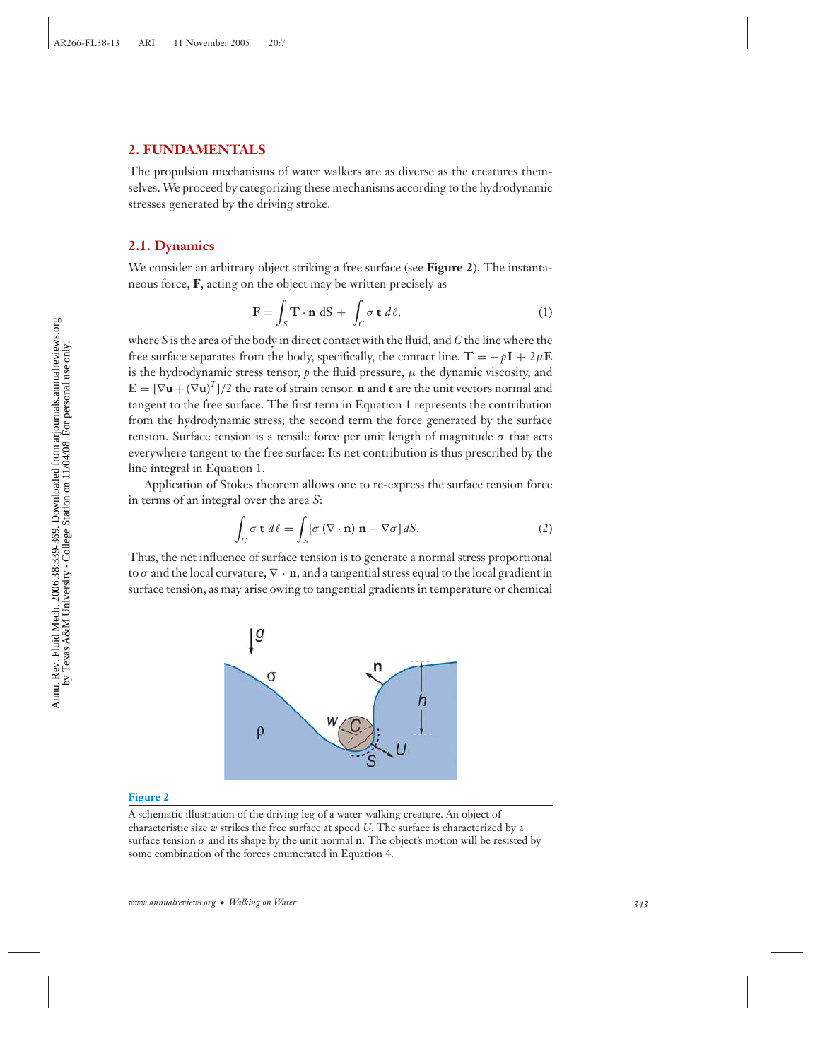## 2. FUNDAMENTALS

The propulsion mechanisms of water walkers are as diverse as the creatures themselves. We proceed by categorizing these mechanisms according to the hydrodynamic stresses generated by the driving stroke.

### 2.1. Dynamics

We consider an arbitrary object striking a free surface (see **Figure 2**). The instantaneous force, $\mathbf{F}$, acting on the object may be written precisely as

$$\mathbf{F} = \int_S \mathbf{T} \cdot \mathbf{n} \, dS + \int_C \sigma \, \mathbf{t} \, d\ell, \tag{1}$$

where $S$ is the area of the body in direct contact with the fluid, and $C$ the line where the free surface separates from the body, specifically, the contact line. $\mathbf{T} = -p\mathbf{I} + 2\mu\mathbf{E}$ is the hydrodynamic stress tensor, $p$ the fluid pressure, $\mu$ the dynamic viscosity, and $\mathbf{E} = [\nabla\mathbf{u} + (\nabla\mathbf{u})^T]/2$ the rate of strain tensor. $\mathbf{n}$ and $\mathbf{t}$ are the unit vectors normal and tangent to the free surface. The first term in Equation 1 represents the contribution from the hydrodynamic stress; the second term the force generated by the surface tension. Surface tension is a tensile force per unit length of magnitude $\sigma$ that acts everywhere tangent to the free surface: Its net contribution is thus prescribed by the line integral in Equation 1.

Application of Stokes theorem allows one to re-express the surface tension force in terms of an integral over the area $S$:

$$\int_C \sigma \, \mathbf{t} \, d\ell = \int_S [\sigma \, (\nabla \cdot \mathbf{n}) \, \mathbf{n} - \nabla\sigma] \, dS. \tag{2}$$

Thus, the net influence of surface tension is to generate a normal stress proportional to $\sigma$ and the local curvature, $\nabla \cdot \mathbf{n}$, and a tangential stress equal to the local gradient in surface tension, as may arise owing to tangential gradients in temperature or chemical

**Figure 2**

A schematic illustration of the driving leg of a water-walking creature. An object of characteristic size $w$ strikes the free surface at speed $U$. The surface is characterized by a surface tension $\sigma$ and its shape by the unit normal $\mathbf{n}$. The object's motion will be resisted by some combination of the forces enumerated in Equation 4.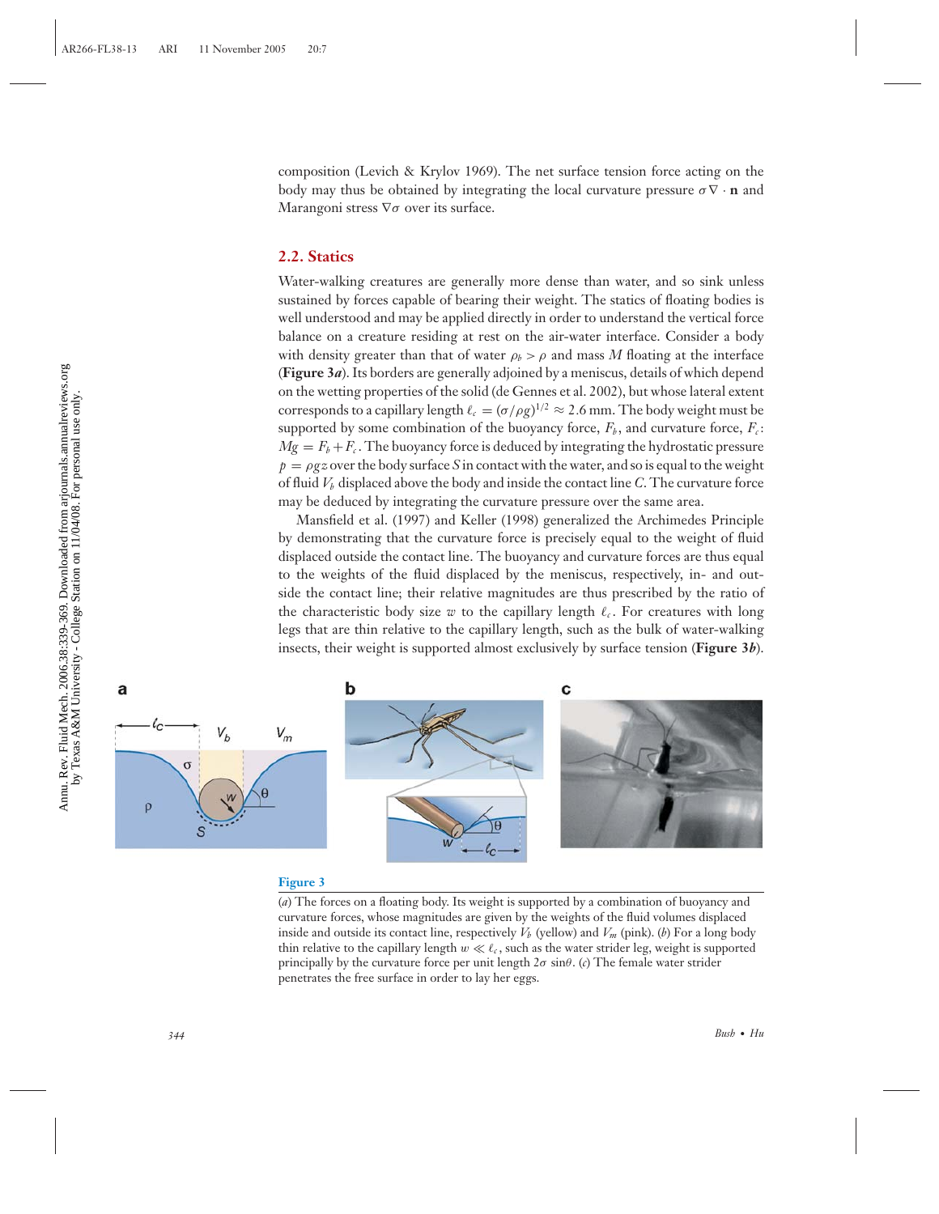composition (Levich & Krylov 1969). The net surface tension force acting on the body may thus be obtained by integrating the local curvature pressure $\sigma \nabla \cdot \mathbf{n}$ and Marangoni stress $\nabla\sigma$ over its surface.

## 2.2. Statics

Water-walking creatures are generally more dense than water, and so sink unless sustained by forces capable of bearing their weight. The statics of floating bodies is well understood and may be applied directly in order to understand the vertical force balance on a creature residing at rest on the air-water interface. Consider a body with density greater than that of water $\rho_b > \rho$ and mass $M$ floating at the interface (**Figure 3*a***). Its borders are generally adjoined by a meniscus, details of which depend on the wetting properties of the solid (de Gennes et al. 2002), but whose lateral extent corresponds to a capillary length $\ell_c = (\sigma/\rho g)^{1/2} \approx 2.6$ mm. The body weight must be supported by some combination of the buoyancy force, $F_b$, and curvature force, $F_c$: $Mg = F_b + F_c$. The buoyancy force is deduced by integrating the hydrostatic pressure $p = \rho g z$ over the body surface $S$ in contact with the water, and so is equal to the weight of fluid $V_b$ displaced above the body and inside the contact line $C$. The curvature force may be deduced by integrating the curvature pressure over the same area.

Mansfield et al. (1997) and Keller (1998) generalized the Archimedes Principle by demonstrating that the curvature force is precisely equal to the weight of fluid displaced outside the contact line. The buoyancy and curvature forces are thus equal to the weights of the fluid displaced by the meniscus, respectively, in- and outside the contact line; their relative magnitudes are thus prescribed by the ratio of the characteristic body size $w$ to the capillary length $\ell_c$. For creatures with long legs that are thin relative to the capillary length, such as the bulk of water-walking insects, their weight is supported almost exclusively by surface tension (**Figure 3*b***).

**Figure 3**

(*a*) The forces on a floating body. Its weight is supported by a combination of buoyancy and curvature forces, whose magnitudes are given by the weights of the fluid volumes displaced inside and outside its contact line, respectively $V_b$ (yellow) and $V_m$ (pink). (*b*) For a long body thin relative to the capillary length $w \ll \ell_c$, such as the water strider leg, weight is supported principally by the curvature force per unit length $2\sigma \sin\theta$. (*c*) The female water strider penetrates the free surface in order to lay her eggs.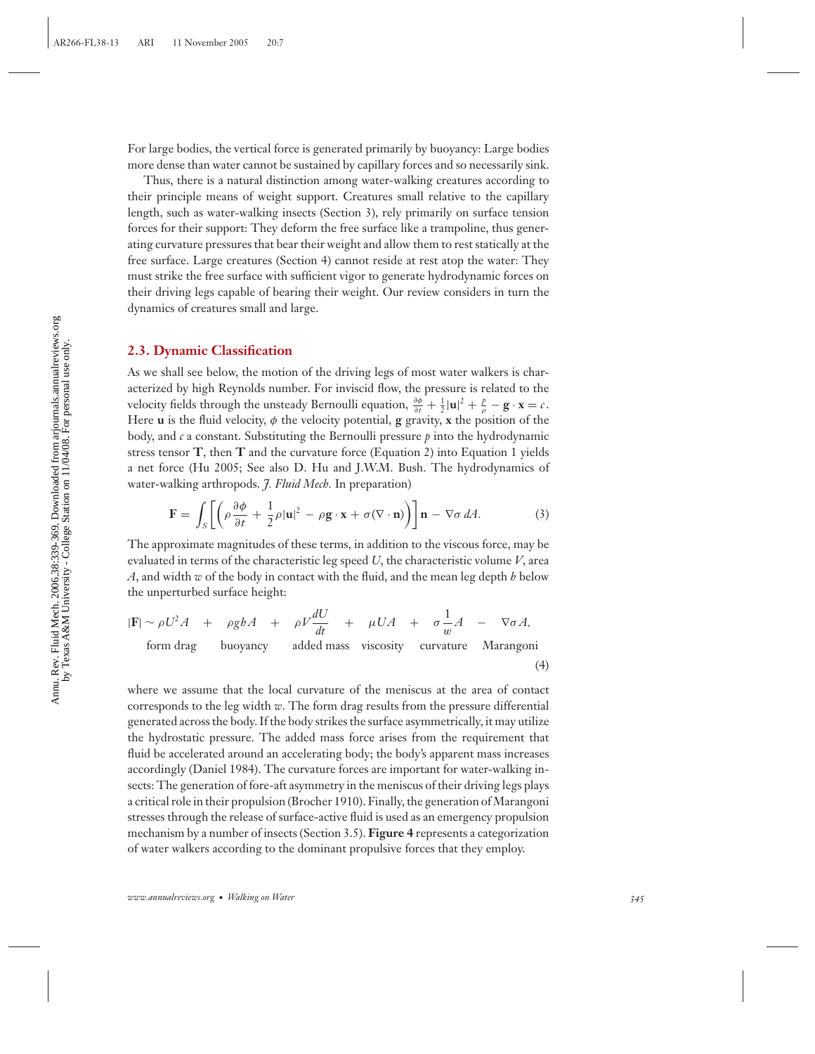For large bodies, the vertical force is generated primarily by buoyancy: Large bodies more dense than water cannot be sustained by capillary forces and so necessarily sink.

Thus, there is a natural distinction among water-walking creatures according to their principle means of weight support. Creatures small relative to the capillary length, such as water-walking insects (Section 3), rely primarily on surface tension forces for their support: They deform the free surface like a trampoline, thus generating curvature pressures that bear their weight and allow them to rest statically at the free surface. Large creatures (Section 4) cannot reside at rest atop the water: They must strike the free surface with sufficient vigor to generate hydrodynamic forces on their driving legs capable of bearing their weight. Our review considers in turn the dynamics of creatures small and large.

## 2.3. Dynamic Classification

As we shall see below, the motion of the driving legs of most water walkers is characterized by high Reynolds number. For inviscid flow, the pressure is related to the velocity fields through the unsteady Bernoulli equation, $\frac{\partial \phi}{\partial t} + \frac{1}{2}|\mathbf{u}|^2 + \frac{p}{\rho} - \mathbf{g} \cdot \mathbf{x} = c$. Here $\mathbf{u}$ is the fluid velocity, $\phi$ the velocity potential, $\mathbf{g}$ gravity, $\mathbf{x}$ the position of the body, and $c$ a constant. Substituting the Bernoulli pressure $p$ into the hydrodynamic stress tensor $\mathbf{T}$, then $\mathbf{T}$ and the curvature force (Equation 2) into Equation 1 yields a net force (Hu 2005; See also D. Hu and J.W.M. Bush. The hydrodynamics of water-walking arthropods. *J. Fluid Mech.* In preparation)

$$\mathbf{F} = \int_S \left[ \left( \rho \frac{\partial \phi}{\partial t} + \frac{1}{2}\rho |\mathbf{u}|^2 - \rho \mathbf{g} \cdot \mathbf{x} + \sigma(\nabla \cdot \mathbf{n}) \right) \right] \mathbf{n} - \nabla \sigma \, dA. \tag{3}$$

The approximate magnitudes of these terms, in addition to the viscous force, may be evaluated in terms of the characteristic leg speed $U$, the characteristic volume $V$, area $A$, and width $w$ of the body in contact with the fluid, and the mean leg depth $h$ below the unperturbed surface height:

$$|\mathbf{F}| \sim \underbrace{\rho U^2 A}_{\text{form drag}} + \underbrace{\rho g h A}_{\text{buoyancy}} + \underbrace{\rho V \frac{dU}{dt}}_{\text{added mass}} + \underbrace{\mu U A}_{\text{viscosity}} + \underbrace{\sigma \frac{1}{w} A}_{\text{curvature}} - \underbrace{\nabla \sigma A}_{\text{Marangoni}}, \tag{4}$$

where we assume that the local curvature of the meniscus at the area of contact corresponds to the leg width $w$. The form drag results from the pressure differential generated across the body. If the body strikes the surface asymmetrically, it may utilize the hydrostatic pressure. The added mass force arises from the requirement that fluid be accelerated around an accelerating body; the body's apparent mass increases accordingly (Daniel 1984). The curvature forces are important for water-walking insects: The generation of fore-aft asymmetry in the meniscus of their driving legs plays a critical role in their propulsion (Brocher 1910). Finally, the generation of Marangoni stresses through the release of surface-active fluid is used as an emergency propulsion mechanism by a number of insects (Section 3.5). **Figure 4** represents a categorization of water walkers according to the dominant propulsive forces that they employ.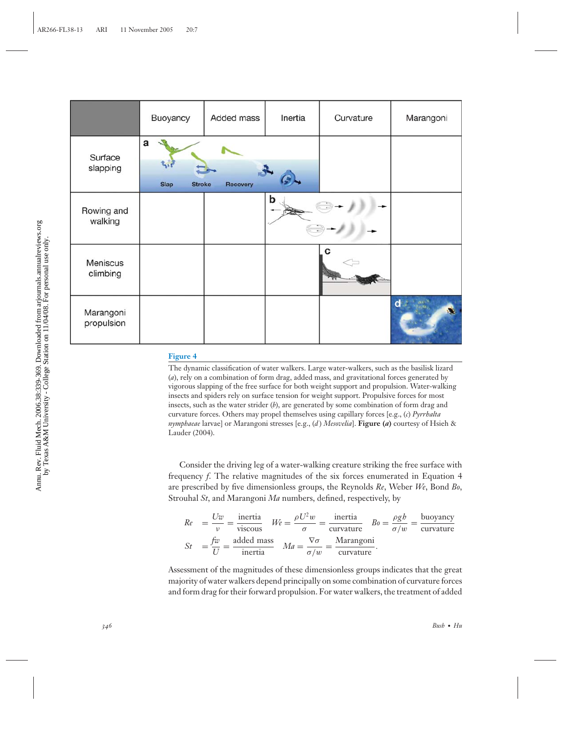| | Buoyancy | Added mass | Inertia | Curvature | Marangoni |
|---|---|---|---|---|---|
| Surface slapping | a | | | | |
| Rowing and walking | | | b | | |
| Meniscus climbing | | | | c | |
| Marangoni propulsion | | | | | d |

**Figure 4**

The dynamic classification of water walkers. Large water-walkers, such as the basilisk lizard (*a*), rely on a combination of form drag, added mass, and gravitational forces generated by vigorous slapping of the free surface for both weight support and propulsion. Water-walking insects and spiders rely on surface tension for weight support. Propulsive forces for most insects, such as the water strider (*b*), are generated by some combination of form drag and curvature forces. Others may propel themselves using capillary forces [e.g., (*c*) *Pyrrhalta nymphaeae* larvae] or Marangoni stresses [e.g., (*d*) *Mesovelia*]. **Figure (*a*)** courtesy of Hsieh & Lauder (2004).

Consider the driving leg of a water-walking creature striking the free surface with frequency $f$. The relative magnitudes of the six forces enumerated in Equation 4 are prescribed by five dimensionless groups, the Reynolds $Re$, Weber $We$, Bond $Bo$, Strouhal $St$, and Marangoni $Ma$ numbers, defined, respectively, by

$$Re = \frac{Uw}{\nu} = \frac{\text{inertia}}{\text{viscous}} \quad We = \frac{\rho U^2 w}{\sigma} = \frac{\text{inertia}}{\text{curvature}} \quad Bo = \frac{\rho g h}{\sigma / w} = \frac{\text{buoyancy}}{\text{curvature}}$$

$$St = \frac{fw}{U} = \frac{\text{added mass}}{\text{inertia}} \quad Ma = \frac{\nabla \sigma}{\sigma / w} = \frac{\text{Marangoni}}{\text{curvature}}.$$

Assessment of the magnitudes of these dimensionless groups indicates that the great majority of water walkers depend principally on some combination of curvature forces and form drag for their forward propulsion. For water walkers, the treatment of added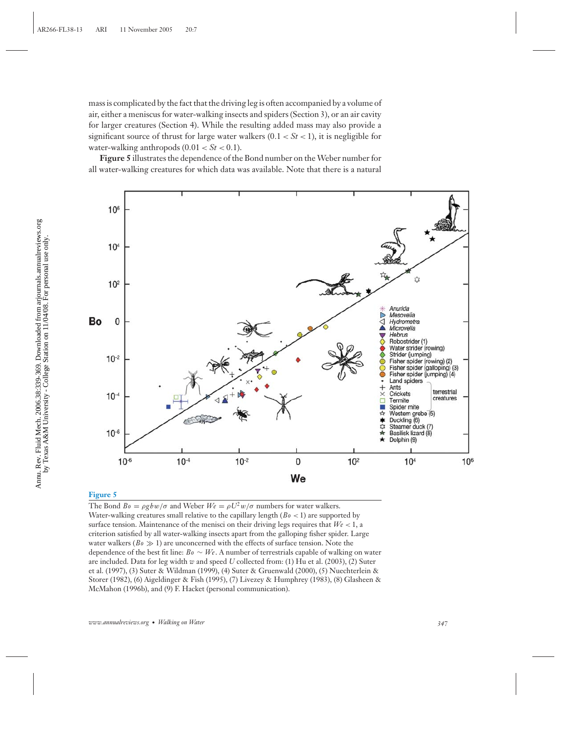mass is complicated by the fact that the driving leg is often accompanied by a volume of air, either a meniscus for water-walking insects and spiders (Section 3), or an air cavity for larger creatures (Section 4). While the resulting added mass may also provide a significant source of thrust for large water walkers ($0.1 < St < 1$), it is negligible for water-walking anthropods ($0.01 < St < 0.1$).

**Figure 5** illustrates the dependence of the Bond number on the Weber number for all water-walking creatures for which data was available. Note that there is a natural

**Figure 5**

The Bond $Bo = \rho g h w/\sigma$ and Weber $We = \rho U^2 w/\sigma$ numbers for water walkers. Water-walking creatures small relative to the capillary length ($Bo < 1$) are supported by surface tension. Maintenance of the menisci on their driving legs requires that $We < 1$, a criterion satisfied by all water-walking insects apart from the galloping fisher spider. Large water walkers ($Bo \gg 1$) are unconcerned with the effects of surface tension. Note the dependence of the best fit line: $Bo \sim We$. A number of terrestrials capable of walking on water are included. Data for leg width $w$ and speed $U$ collected from: (1) Hu et al. (2003), (2) Suter et al. (1997), (3) Suter & Wildman (1999), (4) Suter & Gruenwald (2000), (5) Nuechterlein & Storer (1982), (6) Aigeldinger & Fish (1995), (7) Livezey & Humphrey (1983), (8) Glasheen & McMahon (1996b), and (9) F. Hacket (personal communication).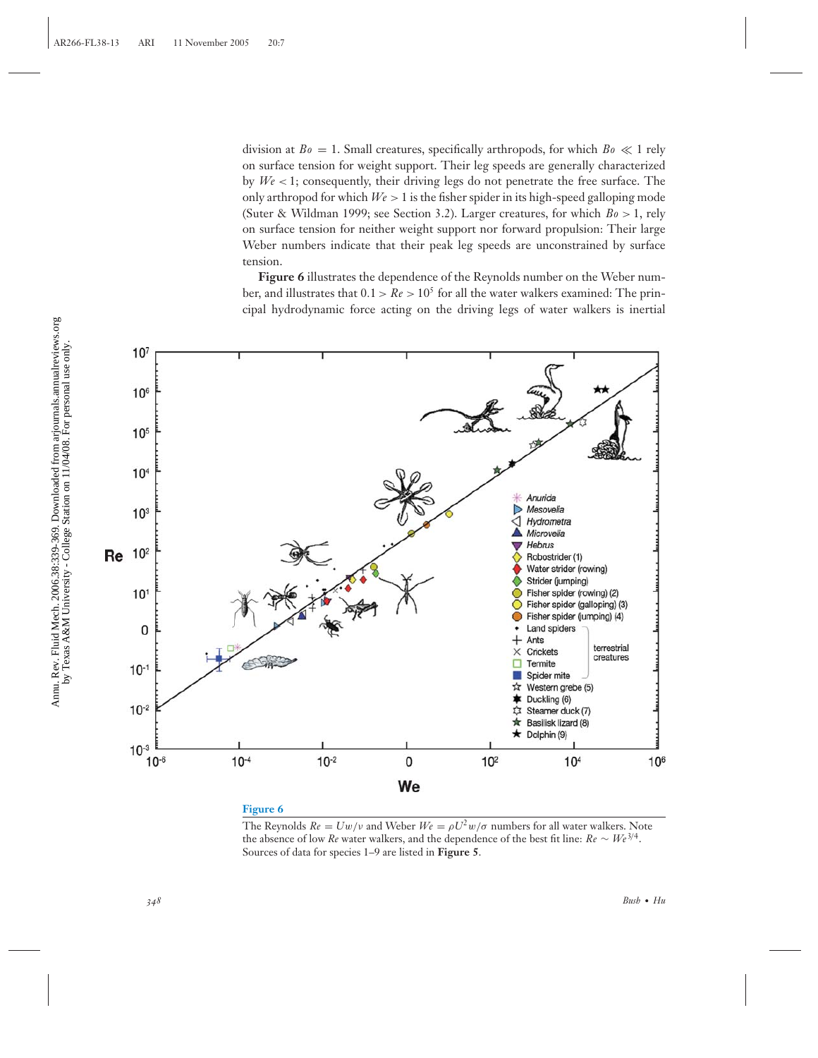division at $Bo = 1$. Small creatures, specifically arthropods, for which $Bo \ll 1$ rely on surface tension for weight support. Their leg speeds are generally characterized by $We < 1$; consequently, their driving legs do not penetrate the free surface. The only arthropod for which $We > 1$ is the fisher spider in its high-speed galloping mode (Suter & Wildman 1999; see Section 3.2). Larger creatures, for which $Bo > 1$, rely on surface tension for neither weight support nor forward propulsion: Their large Weber numbers indicate that their peak leg speeds are unconstrained by surface tension.

**Figure 6** illustrates the dependence of the Reynolds number on the Weber number, and illustrates that $0.1 > Re > 10^5$ for all the water walkers examined: The principal hydrodynamic force acting on the driving legs of water walkers is inertial

**Figure 6**

The Reynolds $Re = Uw/\nu$ and Weber $We = \rho U^2 w/\sigma$ numbers for all water walkers. Note the absence of low $Re$ water walkers, and the dependence of the best fit line: $Re \sim We^{3/4}$. Sources of data for species 1–9 are listed in **Figure 5**.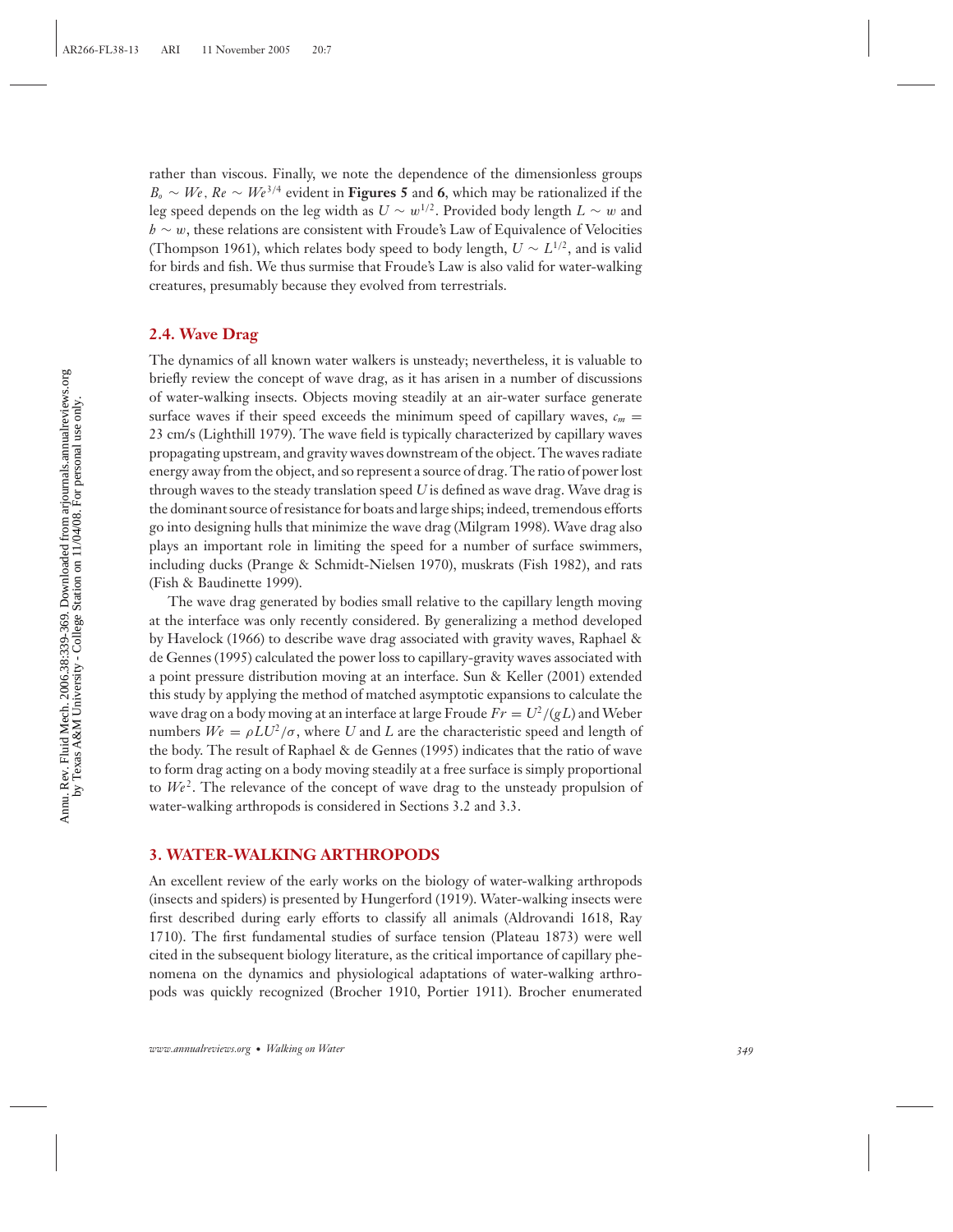rather than viscous. Finally, we note the dependence of the dimensionless groups $B_o \sim We$, $Re \sim We^{3/4}$ evident in **Figures 5** and **6**, which may be rationalized if the leg speed depends on the leg width as $U \sim w^{1/2}$. Provided body length $L \sim w$ and $h \sim w$, these relations are consistent with Froude's Law of Equivalence of Velocities (Thompson 1961), which relates body speed to body length, $U \sim L^{1/2}$, and is valid for birds and fish. We thus surmise that Froude's Law is also valid for water-walking creatures, presumably because they evolved from terrestrials.

### 2.4. Wave Drag

The dynamics of all known water walkers is unsteady; nevertheless, it is valuable to briefly review the concept of wave drag, as it has arisen in a number of discussions of water-walking insects. Objects moving steadily at an air-water surface generate surface waves if their speed exceeds the minimum speed of capillary waves, $c_m = 23$ cm/s (Lighthill 1979). The wave field is typically characterized by capillary waves propagating upstream, and gravity waves downstream of the object. The waves radiate energy away from the object, and so represent a source of drag. The ratio of power lost through waves to the steady translation speed $U$ is defined as wave drag. Wave drag is the dominant source of resistance for boats and large ships; indeed, tremendous efforts go into designing hulls that minimize the wave drag (Milgram 1998). Wave drag also plays an important role in limiting the speed for a number of surface swimmers, including ducks (Prange & Schmidt-Nielsen 1970), muskrats (Fish 1982), and rats (Fish & Baudinette 1999).

The wave drag generated by bodies small relative to the capillary length moving at the interface was only recently considered. By generalizing a method developed by Havelock (1966) to describe wave drag associated with gravity waves, Raphael & de Gennes (1995) calculated the power loss to capillary-gravity waves associated with a point pressure distribution moving at an interface. Sun & Keller (2001) extended this study by applying the method of matched asymptotic expansions to calculate the wave drag on a body moving at an interface at large Froude $Fr = U^2/(gL)$ and Weber numbers $We = \rho L U^2/\sigma$, where $U$ and $L$ are the characteristic speed and length of the body. The result of Raphael & de Gennes (1995) indicates that the ratio of wave to form drag acting on a body moving steadily at a free surface is simply proportional to $We^2$. The relevance of the concept of wave drag to the unsteady propulsion of water-walking arthropods is considered in Sections 3.2 and 3.3.

## 3. WATER-WALKING ARTHROPODS

An excellent review of the early works on the biology of water-walking arthropods (insects and spiders) is presented by Hungerford (1919). Water-walking insects were first described during early efforts to classify all animals (Aldrovandi 1618, Ray 1710). The first fundamental studies of surface tension (Plateau 1873) were well cited in the subsequent biology literature, as the critical importance of capillary phenomena on the dynamics and physiological adaptations of water-walking arthropods was quickly recognized (Brocher 1910, Portier 1911). Brocher enumerated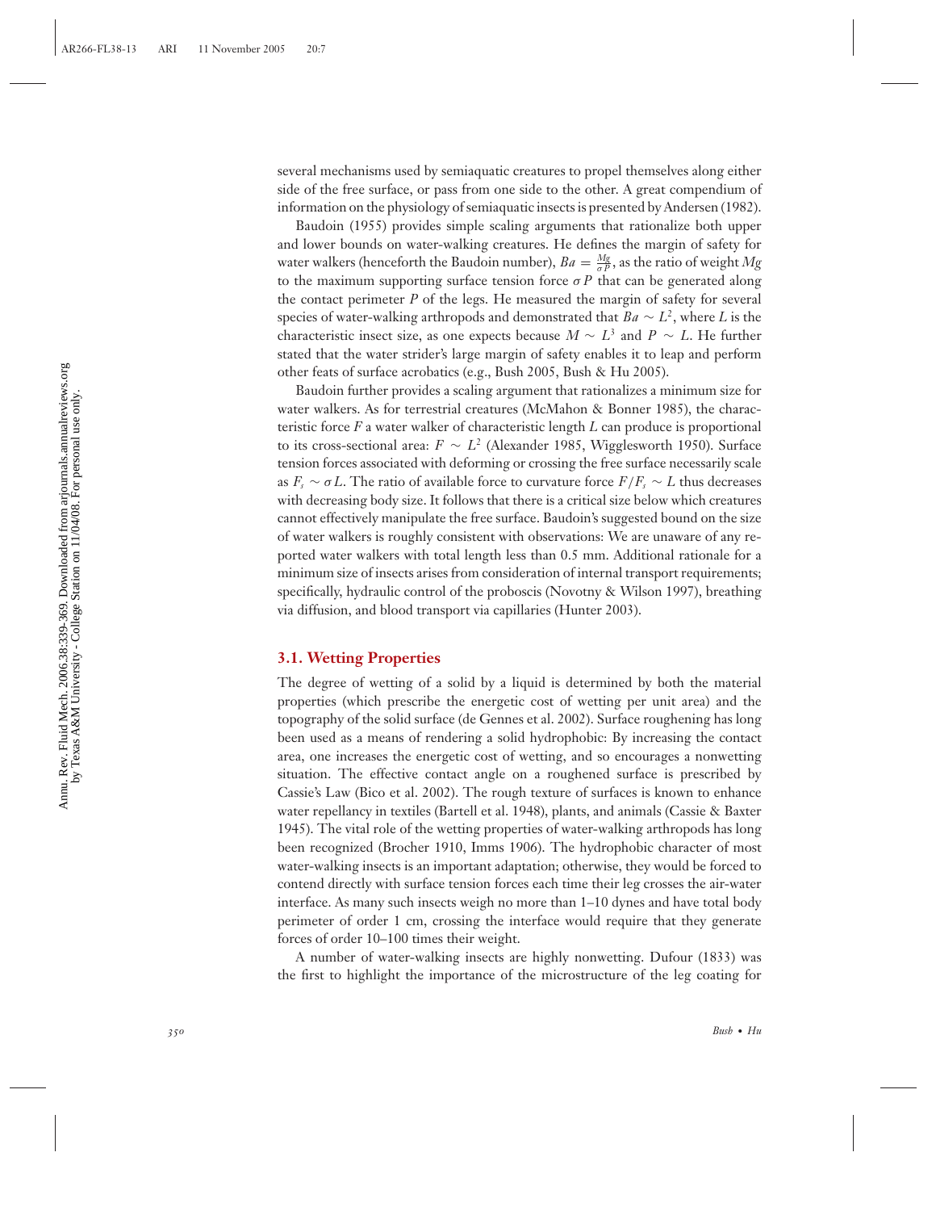several mechanisms used by semiaquatic creatures to propel themselves along either side of the free surface, or pass from one side to the other. A great compendium of information on the physiology of semiaquatic insects is presented by Andersen (1982).

Baudoin (1955) provides simple scaling arguments that rationalize both upper and lower bounds on water-walking creatures. He defines the margin of safety for water walkers (henceforth the Baudoin number), $Ba = \frac{Mg}{\sigma P}$, as the ratio of weight $Mg$ to the maximum supporting surface tension force $\sigma P$ that can be generated along the contact perimeter $P$ of the legs. He measured the margin of safety for several species of water-walking arthropods and demonstrated that $Ba \sim L^2$, where $L$ is the characteristic insect size, as one expects because $M \sim L^3$ and $P \sim L$. He further stated that the water strider's large margin of safety enables it to leap and perform other feats of surface acrobatics (e.g., Bush 2005, Bush & Hu 2005).

Baudoin further provides a scaling argument that rationalizes a minimum size for water walkers. As for terrestrial creatures (McMahon & Bonner 1985), the characteristic force $F$ a water walker of characteristic length $L$ can produce is proportional to its cross-sectional area: $F \sim L^2$ (Alexander 1985, Wigglesworth 1950). Surface tension forces associated with deforming or crossing the free surface necessarily scale as $F_s \sim \sigma L$. The ratio of available force to curvature force $F/F_s \sim L$ thus decreases with decreasing body size. It follows that there is a critical size below which creatures cannot effectively manipulate the free surface. Baudoin's suggested bound on the size of water walkers is roughly consistent with observations: We are unaware of any reported water walkers with total length less than 0.5 mm. Additional rationale for a minimum size of insects arises from consideration of internal transport requirements; specifically, hydraulic control of the proboscis (Novotny & Wilson 1997), breathing via diffusion, and blood transport via capillaries (Hunter 2003).

### 3.1. Wetting Properties

The degree of wetting of a solid by a liquid is determined by both the material properties (which prescribe the energetic cost of wetting per unit area) and the topography of the solid surface (de Gennes et al. 2002). Surface roughening has long been used as a means of rendering a solid hydrophobic: By increasing the contact area, one increases the energetic cost of wetting, and so encourages a nonwetting situation. The effective contact angle on a roughened surface is prescribed by Cassie's Law (Bico et al. 2002). The rough texture of surfaces is known to enhance water repellancy in textiles (Bartell et al. 1948), plants, and animals (Cassie & Baxter 1945). The vital role of the wetting properties of water-walking arthropods has long been recognized (Brocher 1910, Imms 1906). The hydrophobic character of most water-walking insects is an important adaptation; otherwise, they would be forced to contend directly with surface tension forces each time their leg crosses the air-water interface. As many such insects weigh no more than 1–10 dynes and have total body perimeter of order 1 cm, crossing the interface would require that they generate forces of order 10–100 times their weight.

A number of water-walking insects are highly nonwetting. Dufour (1833) was the first to highlight the importance of the microstructure of the leg coating for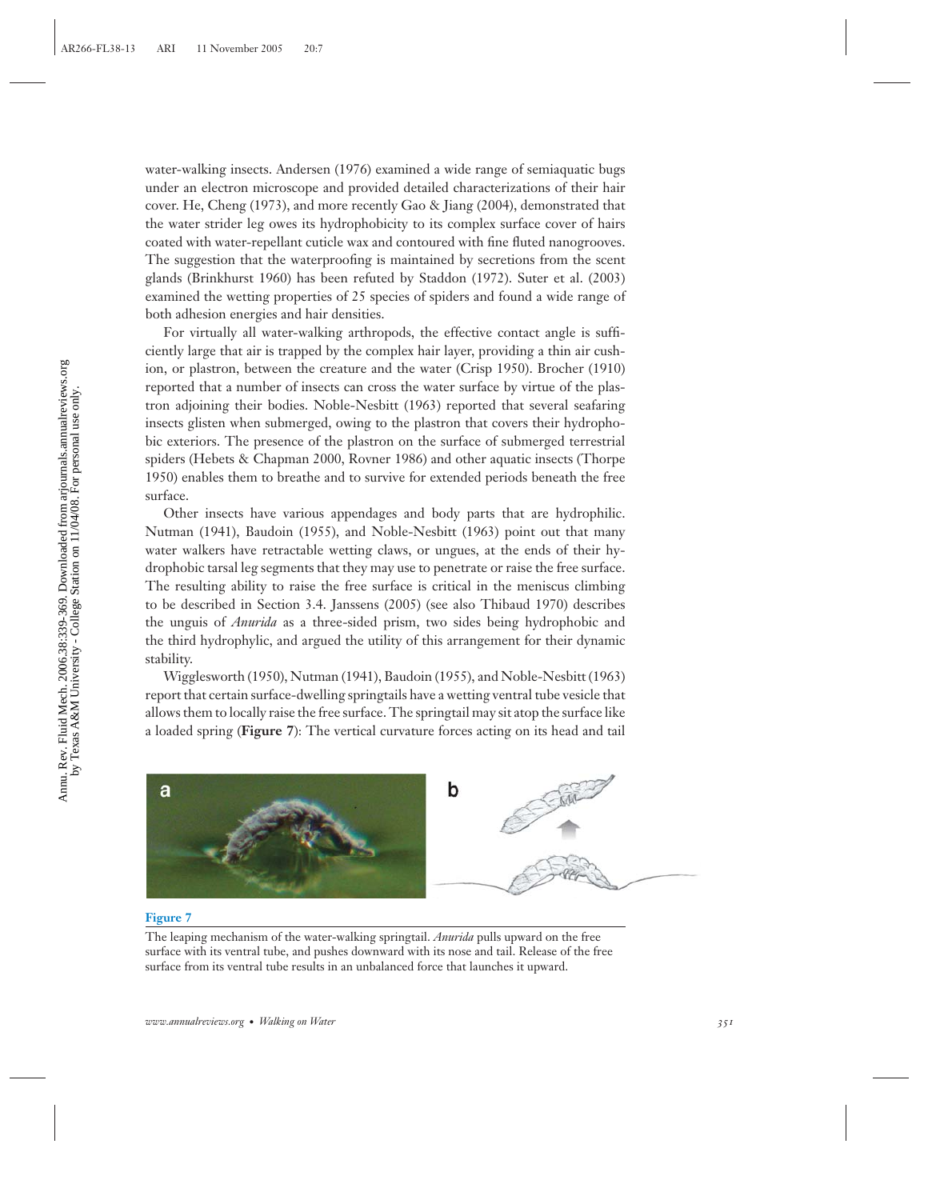water-walking insects. Andersen (1976) examined a wide range of semiaquatic bugs under an electron microscope and provided detailed characterizations of their hair cover. He, Cheng (1973), and more recently Gao & Jiang (2004), demonstrated that the water strider leg owes its hydrophobicity to its complex surface cover of hairs coated with water-repellant cuticle wax and contoured with fine fluted nanogrooves. The suggestion that the waterproofing is maintained by secretions from the scent glands (Brinkhurst 1960) has been refuted by Staddon (1972). Suter et al. (2003) examined the wetting properties of 25 species of spiders and found a wide range of both adhesion energies and hair densities.

For virtually all water-walking arthropods, the effective contact angle is sufficiently large that air is trapped by the complex hair layer, providing a thin air cushion, or plastron, between the creature and the water (Crisp 1950). Brocher (1910) reported that a number of insects can cross the water surface by virtue of the plastron adjoining their bodies. Noble-Nesbitt (1963) reported that several seafaring insects glisten when submerged, owing to the plastron that covers their hydrophobic exteriors. The presence of the plastron on the surface of submerged terrestrial spiders (Hebets & Chapman 2000, Rovner 1986) and other aquatic insects (Thorpe 1950) enables them to breathe and to survive for extended periods beneath the free surface.

Other insects have various appendages and body parts that are hydrophilic. Nutman (1941), Baudoin (1955), and Noble-Nesbitt (1963) point out that many water walkers have retractable wetting claws, or ungues, at the ends of their hydrophobic tarsal leg segments that they may use to penetrate or raise the free surface. The resulting ability to raise the free surface is critical in the meniscus climbing to be described in Section 3.4. Janssens (2005) (see also Thibaud 1970) describes the unguis of *Anurida* as a three-sided prism, two sides being hydrophobic and the third hydrophylic, and argued the utility of this arrangement for their dynamic stability.

Wigglesworth (1950), Nutman (1941), Baudoin (1955), and Noble-Nesbitt (1963) report that certain surface-dwelling springtails have a wetting ventral tube vesicle that allows them to locally raise the free surface. The springtail may sit atop the surface like a loaded spring (**Figure 7**): The vertical curvature forces acting on its head and tail

**Figure 7**

The leaping mechanism of the water-walking springtail. *Anurida* pulls upward on the free surface with its ventral tube, and pushes downward with its nose and tail. Release of the free surface from its ventral tube results in an unbalanced force that launches it upward.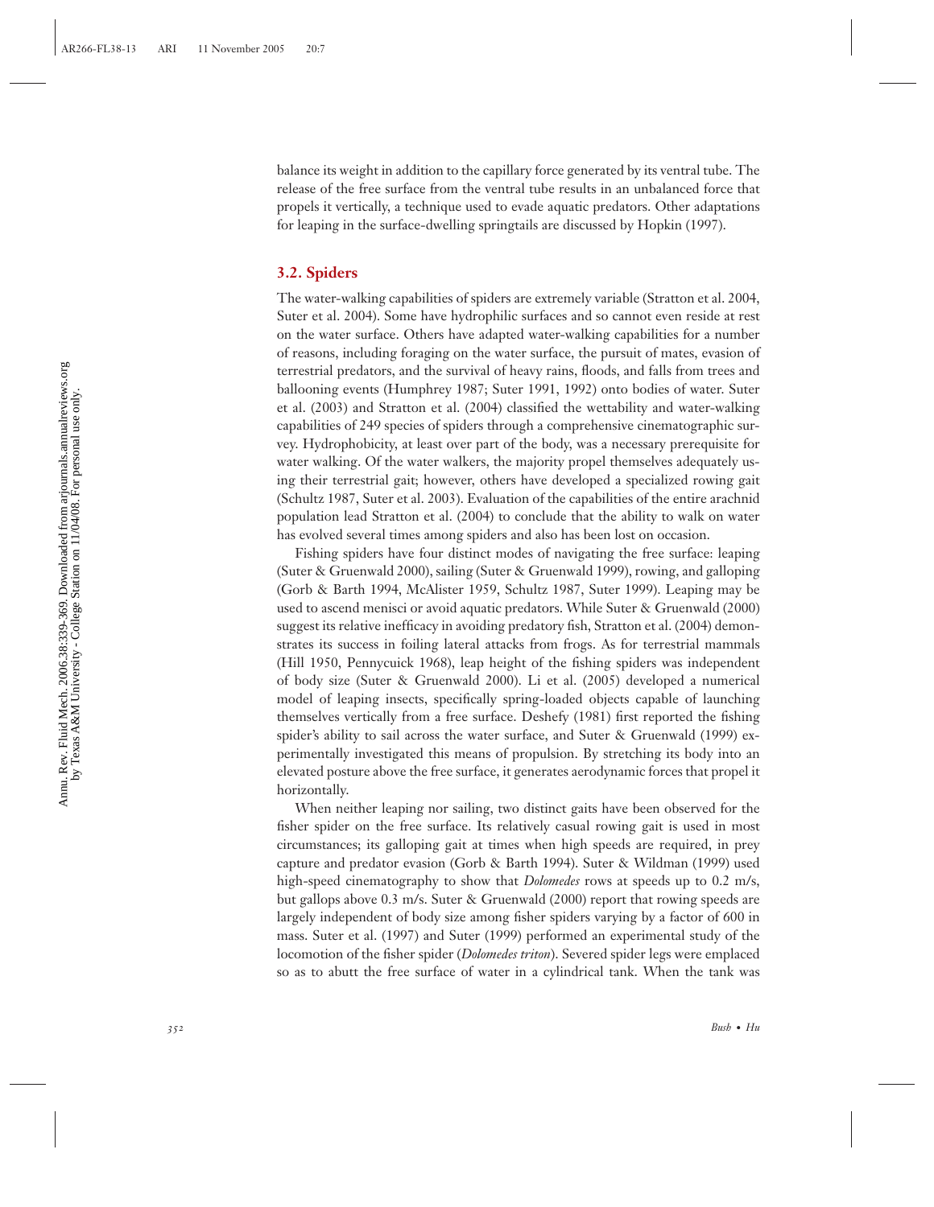balance its weight in addition to the capillary force generated by its ventral tube. The release of the free surface from the ventral tube results in an unbalanced force that propels it vertically, a technique used to evade aquatic predators. Other adaptations for leaping in the surface-dwelling springtails are discussed by Hopkin (1997).

### 3.2. Spiders

The water-walking capabilities of spiders are extremely variable (Stratton et al. 2004, Suter et al. 2004). Some have hydrophilic surfaces and so cannot even reside at rest on the water surface. Others have adapted water-walking capabilities for a number of reasons, including foraging on the water surface, the pursuit of mates, evasion of terrestrial predators, and the survival of heavy rains, floods, and falls from trees and ballooning events (Humphrey 1987; Suter 1991, 1992) onto bodies of water. Suter et al. (2003) and Stratton et al. (2004) classified the wettability and water-walking capabilities of 249 species of spiders through a comprehensive cinematographic survey. Hydrophobicity, at least over part of the body, was a necessary prerequisite for water walking. Of the water walkers, the majority propel themselves adequately using their terrestrial gait; however, others have developed a specialized rowing gait (Schultz 1987, Suter et al. 2003). Evaluation of the capabilities of the entire arachnid population lead Stratton et al. (2004) to conclude that the ability to walk on water has evolved several times among spiders and also has been lost on occasion.

Fishing spiders have four distinct modes of navigating the free surface: leaping (Suter & Gruenwald 2000), sailing (Suter & Gruenwald 1999), rowing, and galloping (Gorb & Barth 1994, McAlister 1959, Schultz 1987, Suter 1999). Leaping may be used to ascend menisci or avoid aquatic predators. While Suter & Gruenwald (2000) suggest its relative inefficacy in avoiding predatory fish, Stratton et al. (2004) demonstrates its success in foiling lateral attacks from frogs. As for terrestrial mammals (Hill 1950, Pennycuick 1968), leap height of the fishing spiders was independent of body size (Suter & Gruenwald 2000). Li et al. (2005) developed a numerical model of leaping insects, specifically spring-loaded objects capable of launching themselves vertically from a free surface. Deshefy (1981) first reported the fishing spider's ability to sail across the water surface, and Suter & Gruenwald (1999) experimentally investigated this means of propulsion. By stretching its body into an elevated posture above the free surface, it generates aerodynamic forces that propel it horizontally.

When neither leaping nor sailing, two distinct gaits have been observed for the fisher spider on the free surface. Its relatively casual rowing gait is used in most circumstances; its galloping gait at times when high speeds are required, in prey capture and predator evasion (Gorb & Barth 1994). Suter & Wildman (1999) used high-speed cinematography to show that *Dolomedes* rows at speeds up to 0.2 m/s, but gallops above 0.3 m/s. Suter & Gruenwald (2000) report that rowing speeds are largely independent of body size among fisher spiders varying by a factor of 600 in mass. Suter et al. (1997) and Suter (1999) performed an experimental study of the locomotion of the fisher spider (*Dolomedes triton*). Severed spider legs were emplaced so as to abutt the free surface of water in a cylindrical tank. When the tank was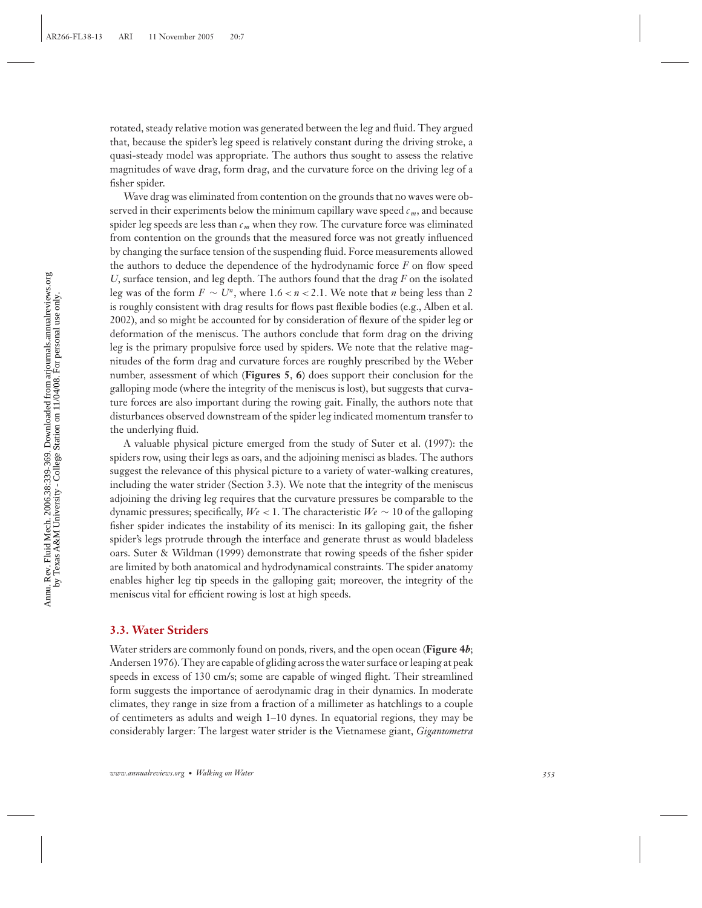rotated, steady relative motion was generated between the leg and fluid. They argued that, because the spider's leg speed is relatively constant during the driving stroke, a quasi-steady model was appropriate. The authors thus sought to assess the relative magnitudes of wave drag, form drag, and the curvature force on the driving leg of a fisher spider.

Wave drag was eliminated from contention on the grounds that no waves were observed in their experiments below the minimum capillary wave speed $c_m$, and because spider leg speeds are less than $c_m$ when they row. The curvature force was eliminated from contention on the grounds that the measured force was not greatly influenced by changing the surface tension of the suspending fluid. Force measurements allowed the authors to deduce the dependence of the hydrodynamic force $F$ on flow speed $U$, surface tension, and leg depth. The authors found that the drag $F$ on the isolated leg was of the form $F \sim U^n$, where $1.6 < n < 2.1$. We note that $n$ being less than 2 is roughly consistent with drag results for flows past flexible bodies (e.g., Alben et al. 2002), and so might be accounted for by consideration of flexure of the spider leg or deformation of the meniscus. The authors conclude that form drag on the driving leg is the primary propulsive force used by spiders. We note that the relative magnitudes of the form drag and curvature forces are roughly prescribed by the Weber number, assessment of which (**Figures 5**, **6**) does support their conclusion for the galloping mode (where the integrity of the meniscus is lost), but suggests that curvature forces are also important during the rowing gait. Finally, the authors note that disturbances observed downstream of the spider leg indicated momentum transfer to the underlying fluid.

A valuable physical picture emerged from the study of Suter et al. (1997): the spiders row, using their legs as oars, and the adjoining menisci as blades. The authors suggest the relevance of this physical picture to a variety of water-walking creatures, including the water strider (Section 3.3). We note that the integrity of the meniscus adjoining the driving leg requires that the curvature pressures be comparable to the dynamic pressures; specifically, $We < 1$. The characteristic $We \sim 10$ of the galloping fisher spider indicates the instability of its menisci: In its galloping gait, the fisher spider's legs protrude through the interface and generate thrust as would bladeless oars. Suter & Wildman (1999) demonstrate that rowing speeds of the fisher spider are limited by both anatomical and hydrodynamical constraints. The spider anatomy enables higher leg tip speeds in the galloping gait; moreover, the integrity of the meniscus vital for efficient rowing is lost at high speeds.

### 3.3. Water Striders

Water striders are commonly found on ponds, rivers, and the open ocean (**Figure 4*b***; Andersen 1976). They are capable of gliding across the water surface or leaping at peak speeds in excess of 130 cm/s; some are capable of winged flight. Their streamlined form suggests the importance of aerodynamic drag in their dynamics. In moderate climates, they range in size from a fraction of a millimeter as hatchlings to a couple of centimeters as adults and weigh 1–10 dynes. In equatorial regions, they may be considerably larger: The largest water strider is the Vietnamese giant, *Gigantometra*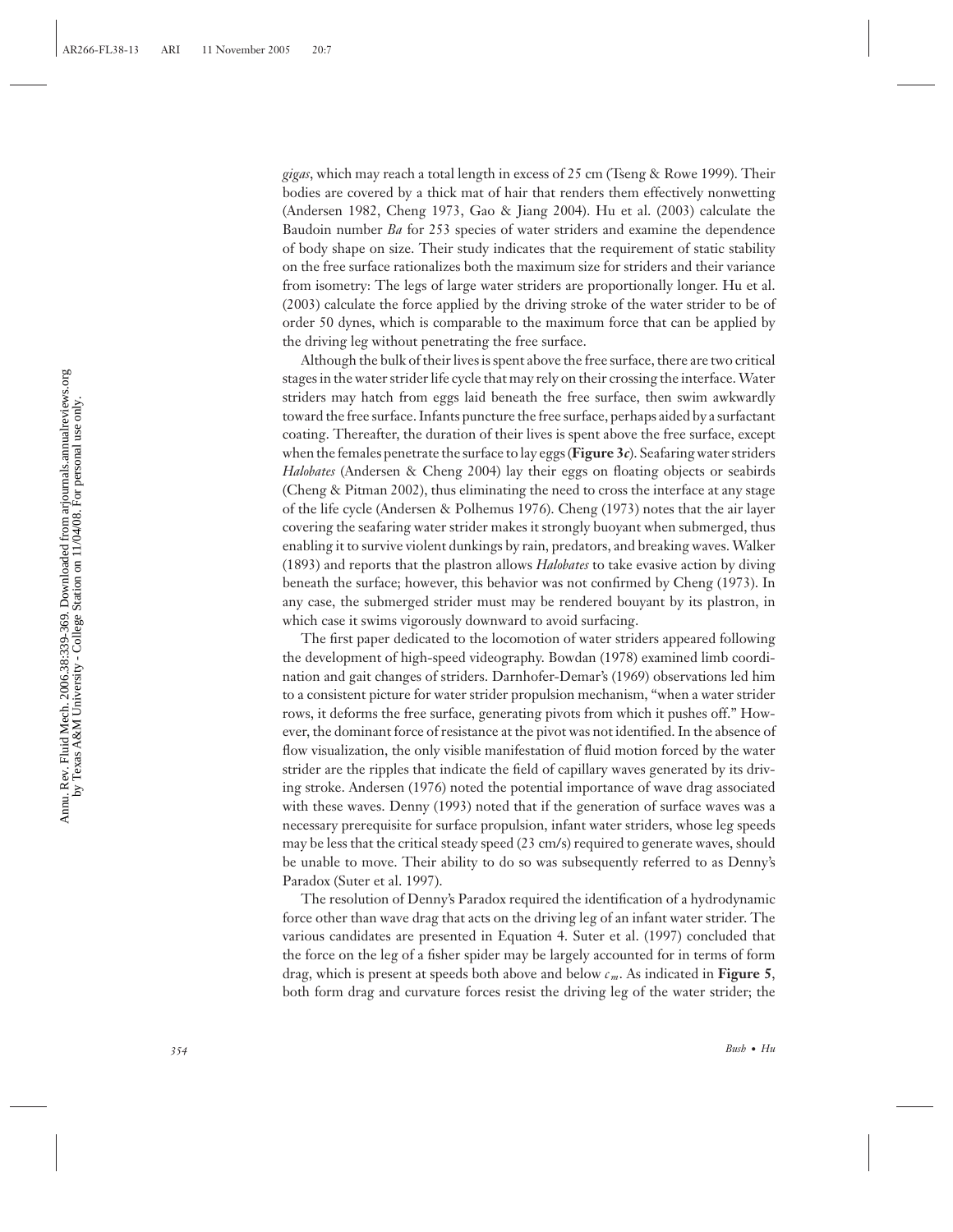*gigas*, which may reach a total length in excess of 25 cm (Tseng & Rowe 1999). Their bodies are covered by a thick mat of hair that renders them effectively nonwetting (Andersen 1982, Cheng 1973, Gao & Jiang 2004). Hu et al. (2003) calculate the Baudoin number *Ba* for 253 species of water striders and examine the dependence of body shape on size. Their study indicates that the requirement of static stability on the free surface rationalizes both the maximum size for striders and their variance from isometry: The legs of large water striders are proportionally longer. Hu et al. (2003) calculate the force applied by the driving stroke of the water strider to be of order 50 dynes, which is comparable to the maximum force that can be applied by the driving leg without penetrating the free surface.

Although the bulk of their lives is spent above the free surface, there are two critical stages in the water strider life cycle that may rely on their crossing the interface. Water striders may hatch from eggs laid beneath the free surface, then swim awkwardly toward the free surface. Infants puncture the free surface, perhaps aided by a surfactant coating. Thereafter, the duration of their lives is spent above the free surface, except when the females penetrate the surface to lay eggs (**Figure 3*c***). Seafaring water striders *Halobates* (Andersen & Cheng 2004) lay their eggs on floating objects or seabirds (Cheng & Pitman 2002), thus eliminating the need to cross the interface at any stage of the life cycle (Andersen & Polhemus 1976). Cheng (1973) notes that the air layer covering the seafaring water strider makes it strongly buoyant when submerged, thus enabling it to survive violent dunkings by rain, predators, and breaking waves. Walker (1893) and reports that the plastron allows *Halobates* to take evasive action by diving beneath the surface; however, this behavior was not confirmed by Cheng (1973). In any case, the submerged strider must may be rendered bouyant by its plastron, in which case it swims vigorously downward to avoid surfacing.

The first paper dedicated to the locomotion of water striders appeared following the development of high-speed videography. Bowdan (1978) examined limb coordination and gait changes of striders. Darnhofer-Demar's (1969) observations led him to a consistent picture for water strider propulsion mechanism, "when a water strider rows, it deforms the free surface, generating pivots from which it pushes off." However, the dominant force of resistance at the pivot was not identified. In the absence of flow visualization, the only visible manifestation of fluid motion forced by the water strider are the ripples that indicate the field of capillary waves generated by its driving stroke. Andersen (1976) noted the potential importance of wave drag associated with these waves. Denny (1993) noted that if the generation of surface waves was a necessary prerequisite for surface propulsion, infant water striders, whose leg speeds may be less that the critical steady speed (23 cm/s) required to generate waves, should be unable to move. Their ability to do so was subsequently referred to as Denny's Paradox (Suter et al. 1997).

The resolution of Denny's Paradox required the identification of a hydrodynamic force other than wave drag that acts on the driving leg of an infant water strider. The various candidates are presented in Equation 4. Suter et al. (1997) concluded that the force on the leg of a fisher spider may be largely accounted for in terms of form drag, which is present at speeds both above and below $c_m$. As indicated in **Figure 5**, both form drag and curvature forces resist the driving leg of the water strider; the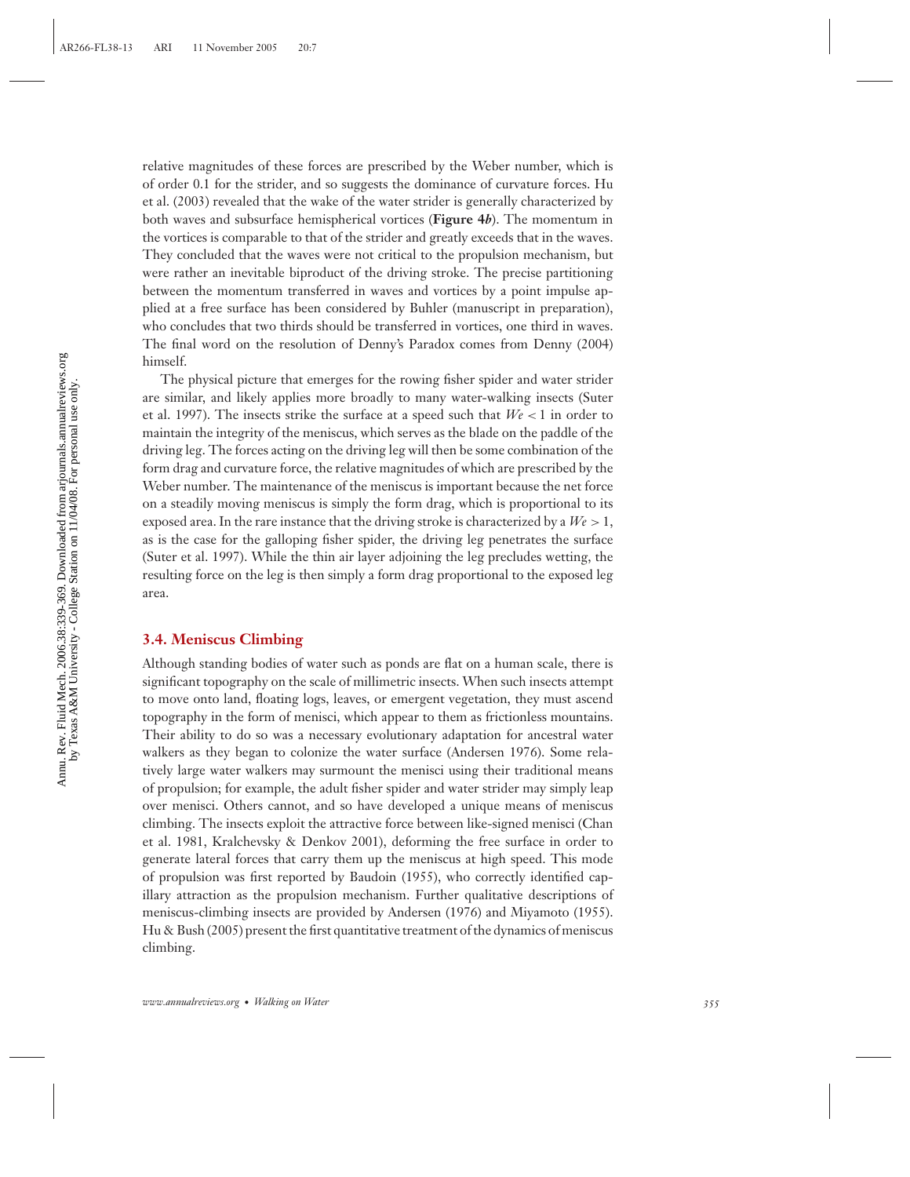relative magnitudes of these forces are prescribed by the Weber number, which is of order 0.1 for the strider, and so suggests the dominance of curvature forces. Hu et al. (2003) revealed that the wake of the water strider is generally characterized by both waves and subsurface hemispherical vortices (**Figure 4*b***). The momentum in the vortices is comparable to that of the strider and greatly exceeds that in the waves. They concluded that the waves were not critical to the propulsion mechanism, but were rather an inevitable biproduct of the driving stroke. The precise partitioning between the momentum transferred in waves and vortices by a point impulse applied at a free surface has been considered by Buhler (manuscript in preparation), who concludes that two thirds should be transferred in vortices, one third in waves. The final word on the resolution of Denny's Paradox comes from Denny (2004) himself.

The physical picture that emerges for the rowing fisher spider and water strider are similar, and likely applies more broadly to many water-walking insects (Suter et al. 1997). The insects strike the surface at a speed such that $We < 1$ in order to maintain the integrity of the meniscus, which serves as the blade on the paddle of the driving leg. The forces acting on the driving leg will then be some combination of the form drag and curvature force, the relative magnitudes of which are prescribed by the Weber number. The maintenance of the meniscus is important because the net force on a steadily moving meniscus is simply the form drag, which is proportional to its exposed area. In the rare instance that the driving stroke is characterized by a $We > 1$, as is the case for the galloping fisher spider, the driving leg penetrates the surface (Suter et al. 1997). While the thin air layer adjoining the leg precludes wetting, the resulting force on the leg is then simply a form drag proportional to the exposed leg area.

### 3.4. Meniscus Climbing

Although standing bodies of water such as ponds are flat on a human scale, there is significant topography on the scale of millimetric insects. When such insects attempt to move onto land, floating logs, leaves, or emergent vegetation, they must ascend topography in the form of menisci, which appear to them as frictionless mountains. Their ability to do so was a necessary evolutionary adaptation for ancestral water walkers as they began to colonize the water surface (Andersen 1976). Some relatively large water walkers may surmount the menisci using their traditional means of propulsion; for example, the adult fisher spider and water strider may simply leap over menisci. Others cannot, and so have developed a unique means of meniscus climbing. The insects exploit the attractive force between like-signed menisci (Chan et al. 1981, Kralchevsky & Denkov 2001), deforming the free surface in order to generate lateral forces that carry them up the meniscus at high speed. This mode of propulsion was first reported by Baudoin (1955), who correctly identified capillary attraction as the propulsion mechanism. Further qualitative descriptions of meniscus-climbing insects are provided by Andersen (1976) and Miyamoto (1955). Hu & Bush (2005) present the first quantitative treatment of the dynamics of meniscus climbing.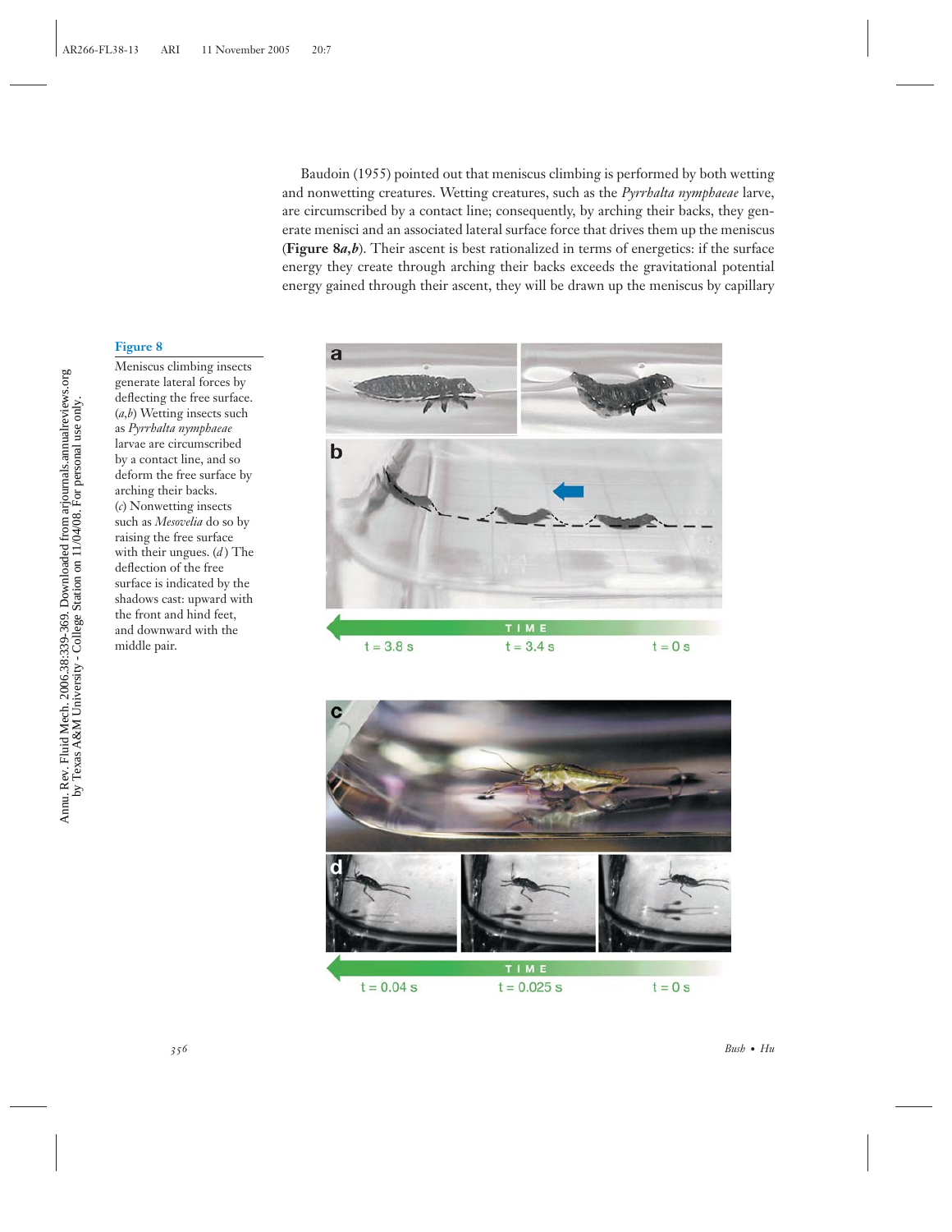Baudoin (1955) pointed out that meniscus climbing is performed by both wetting and nonwetting creatures. Wetting creatures, such as the *Pyrrhalta nymphaeae* larve, are circumscribed by a contact line; consequently, by arching their backs, they generate menisci and an associated lateral surface force that drives them up the meniscus (**Figure 8*a,b***). Their ascent is best rationalized in terms of energetics: if the surface energy they create through arching their backs exceeds the gravitational potential energy gained through their ascent, they will be drawn up the meniscus by capillary

**Figure 8**

Meniscus climbing insects generate lateral forces by deflecting the free surface. (*a,b*) Wetting insects such as *Pyrrhalta nymphaeae* larvae are circumscribed by a contact line, and so deform the free surface by arching their backs. (*c*) Nonwetting insects such as *Mesovelia* do so by raising the free surface with their ungues. (*d*) The deflection of the free surface is indicated by the shadows cast: upward with the front and hind feet, and downward with the middle pair.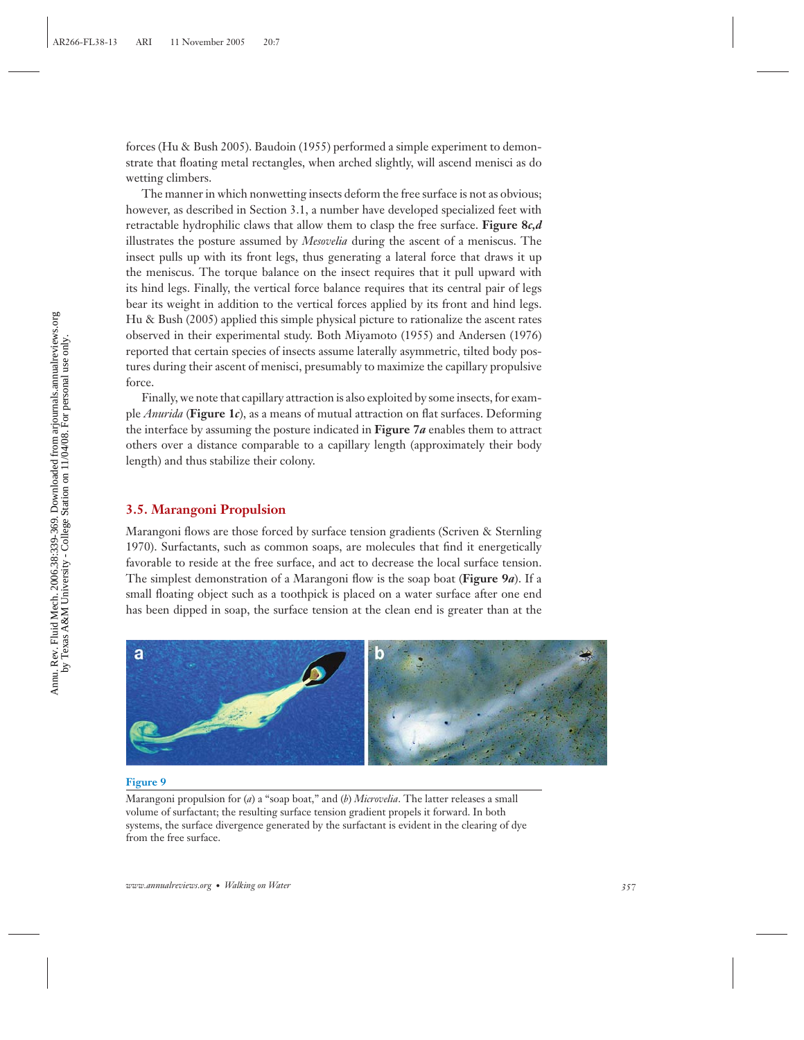forces (Hu & Bush 2005). Baudoin (1955) performed a simple experiment to demonstrate that floating metal rectangles, when arched slightly, will ascend menisci as do wetting climbers.

The manner in which nonwetting insects deform the free surface is not as obvious; however, as described in Section 3.1, a number have developed specialized feet with retractable hydrophilic claws that allow them to clasp the free surface. **Figure 8*c,d*** illustrates the posture assumed by *Mesovelia* during the ascent of a meniscus. The insect pulls up with its front legs, thus generating a lateral force that draws it up the meniscus. The torque balance on the insect requires that it pull upward with its hind legs. Finally, the vertical force balance requires that its central pair of legs bear its weight in addition to the vertical forces applied by its front and hind legs. Hu & Bush (2005) applied this simple physical picture to rationalize the ascent rates observed in their experimental study. Both Miyamoto (1955) and Andersen (1976) reported that certain species of insects assume laterally asymmetric, tilted body postures during their ascent of menisci, presumably to maximize the capillary propulsive force.

Finally, we note that capillary attraction is also exploited by some insects, for example *Anurida* (**Figure 1*c***), as a means of mutual attraction on flat surfaces. Deforming the interface by assuming the posture indicated in **Figure 7*a*** enables them to attract others over a distance comparable to a capillary length (approximately their body length) and thus stabilize their colony.

### 3.5. Marangoni Propulsion

Marangoni flows are those forced by surface tension gradients (Scriven & Sternling 1970). Surfactants, such as common soaps, are molecules that find it energetically favorable to reside at the free surface, and act to decrease the local surface tension. The simplest demonstration of a Marangoni flow is the soap boat (**Figure 9*a***). If a small floating object such as a toothpick is placed on a water surface after one end has been dipped in soap, the surface tension at the clean end is greater than at the

**Figure 9**

Marangoni propulsion for (*a*) a "soap boat," and (*b*) *Microvelia*. The latter releases a small volume of surfactant; the resulting surface tension gradient propels it forward. In both systems, the surface divergence generated by the surfactant is evident in the clearing of dye from the free surface.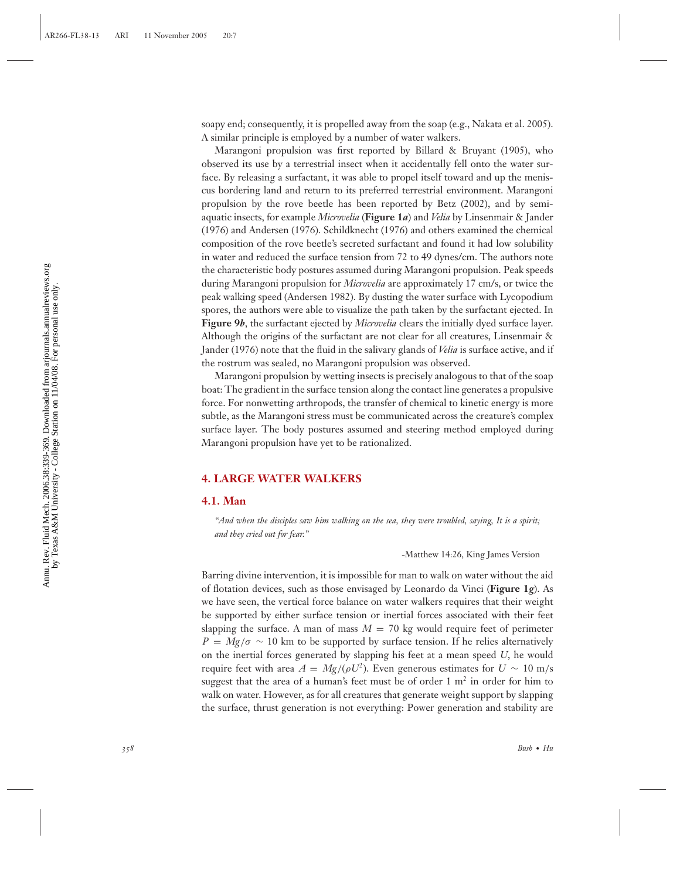soapy end; consequently, it is propelled away from the soap (e.g., Nakata et al. 2005). A similar principle is employed by a number of water walkers.

Marangoni propulsion was first reported by Billard & Bruyant (1905), who observed its use by a terrestrial insect when it accidentally fell onto the water surface. By releasing a surfactant, it was able to propel itself toward and up the meniscus bordering land and return to its preferred terrestrial environment. Marangoni propulsion by the rove beetle has been reported by Betz (2002), and by semi-aquatic insects, for example *Microvelia* (**Figure 1*a***) and *Velia* by Linsenmair & Jander (1976) and Andersen (1976). Schildknecht (1976) and others examined the chemical composition of the rove beetle's secreted surfactant and found it had low solubility in water and reduced the surface tension from 72 to 49 dynes/cm. The authors note the characteristic body postures assumed during Marangoni propulsion. Peak speeds during Marangoni propulsion for *Microvelia* are approximately 17 cm/s, or twice the peak walking speed (Andersen 1982). By dusting the water surface with Lycopodium spores, the authors were able to visualize the path taken by the surfactant ejected. In **Figure 9*b***, the surfactant ejected by *Microvelia* clears the initially dyed surface layer. Although the origins of the surfactant are not clear for all creatures, Linsenmair & Jander (1976) note that the fluid in the salivary glands of *Velia* is surface active, and if the rostrum was sealed, no Marangoni propulsion was observed.

Marangoni propulsion by wetting insects is precisely analogous to that of the soap boat: The gradient in the surface tension along the contact line generates a propulsive force. For nonwetting arthropods, the transfer of chemical to kinetic energy is more subtle, as the Marangoni stress must be communicated across the creature's complex surface layer. The body postures assumed and steering method employed during Marangoni propulsion have yet to be rationalized.

## 4. LARGE WATER WALKERS

### 4.1. Man

*"And when the disciples saw him walking on the sea, they were troubled, saying, It is a spirit; and they cried out for fear."*

-Matthew 14:26, King James Version

Barring divine intervention, it is impossible for man to walk on water without the aid of flotation devices, such as those envisaged by Leonardo da Vinci (**Figure 1*g***). As we have seen, the vertical force balance on water walkers requires that their weight be supported by either surface tension or inertial forces associated with their feet slapping the surface. A man of mass $M = 70$ kg would require feet of perimeter $P = Mg/\sigma \sim 10$ km to be supported by surface tension. If he relies alternatively on the inertial forces generated by slapping his feet at a mean speed $U$, he would require feet with area $A = Mg/(\rho U^2)$. Even generous estimates for $U \sim 10$ m/s suggest that the area of a human's feet must be of order 1 m$^2$ in order for him to walk on water. However, as for all creatures that generate weight support by slapping the surface, thrust generation is not everything: Power generation and stability are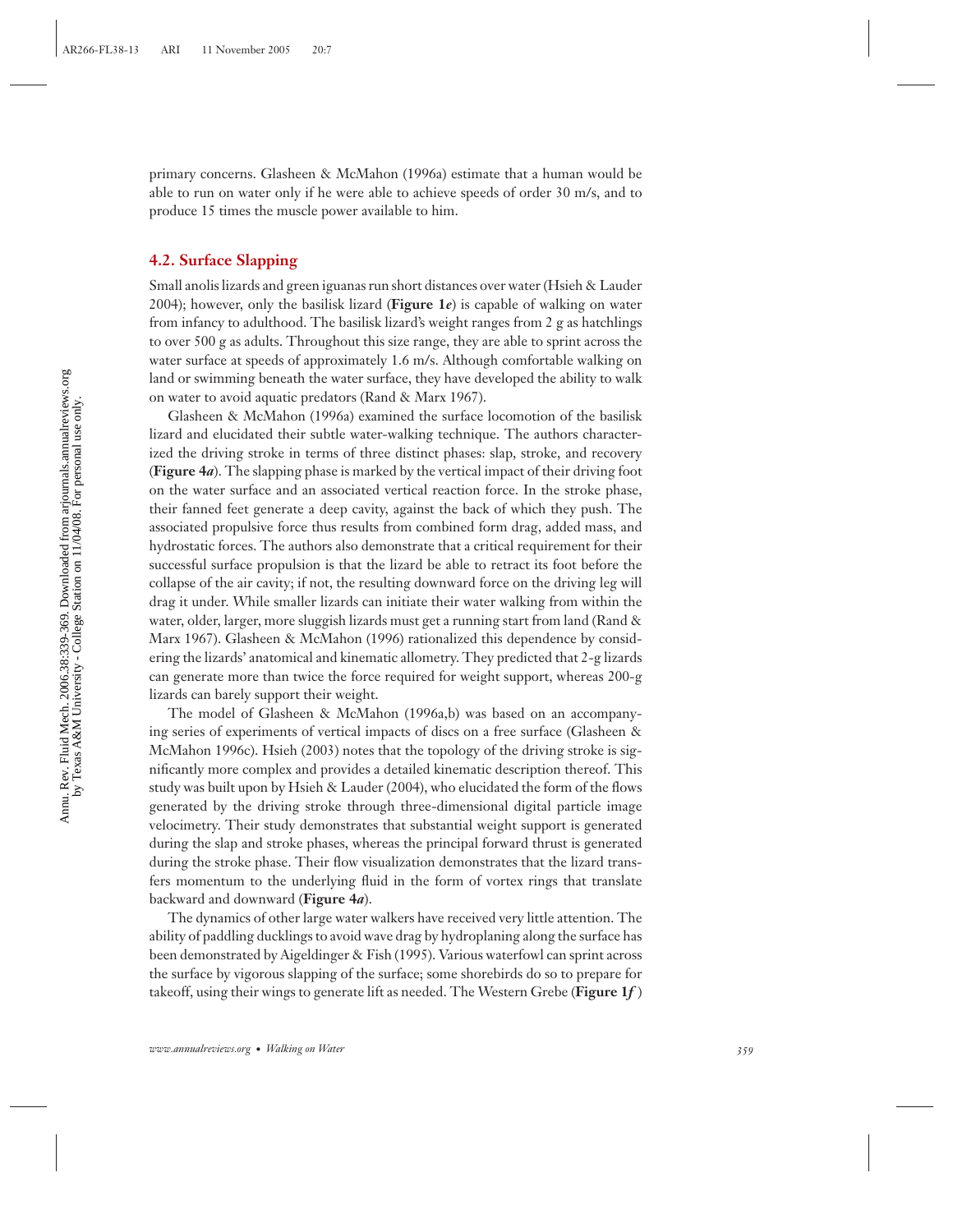primary concerns. Glasheen & McMahon (1996a) estimate that a human would be able to run on water only if he were able to achieve speeds of order 30 m/s, and to produce 15 times the muscle power available to him.

## 4.2. Surface Slapping

Small anolis lizards and green iguanas run short distances over water (Hsieh & Lauder 2004); however, only the basilisk lizard (**Figure 1*e***) is capable of walking on water from infancy to adulthood. The basilisk lizard's weight ranges from 2 g as hatchlings to over 500 g as adults. Throughout this size range, they are able to sprint across the water surface at speeds of approximately 1.6 m/s. Although comfortable walking on land or swimming beneath the water surface, they have developed the ability to walk on water to avoid aquatic predators (Rand & Marx 1967).

Glasheen & McMahon (1996a) examined the surface locomotion of the basilisk lizard and elucidated their subtle water-walking technique. The authors characterized the driving stroke in terms of three distinct phases: slap, stroke, and recovery (**Figure 4*a***). The slapping phase is marked by the vertical impact of their driving foot on the water surface and an associated vertical reaction force. In the stroke phase, their fanned feet generate a deep cavity, against the back of which they push. The associated propulsive force thus results from combined form drag, added mass, and hydrostatic forces. The authors also demonstrate that a critical requirement for their successful surface propulsion is that the lizard be able to retract its foot before the collapse of the air cavity; if not, the resulting downward force on the driving leg will drag it under. While smaller lizards can initiate their water walking from within the water, older, larger, more sluggish lizards must get a running start from land (Rand & Marx 1967). Glasheen & McMahon (1996) rationalized this dependence by considering the lizards' anatomical and kinematic allometry. They predicted that 2-g lizards can generate more than twice the force required for weight support, whereas 200-g lizards can barely support their weight.

The model of Glasheen & McMahon (1996a,b) was based on an accompanying series of experiments of vertical impacts of discs on a free surface (Glasheen & McMahon 1996c). Hsieh (2003) notes that the topology of the driving stroke is significantly more complex and provides a detailed kinematic description thereof. This study was built upon by Hsieh & Lauder (2004), who elucidated the form of the flows generated by the driving stroke through three-dimensional digital particle image velocimetry. Their study demonstrates that substantial weight support is generated during the slap and stroke phases, whereas the principal forward thrust is generated during the stroke phase. Their flow visualization demonstrates that the lizard transfers momentum to the underlying fluid in the form of vortex rings that translate backward and downward (**Figure 4*a***).

The dynamics of other large water walkers have received very little attention. The ability of paddling ducklings to avoid wave drag by hydroplaning along the surface has been demonstrated by Aigeldinger & Fish (1995). Various waterfowl can sprint across the surface by vigorous slapping of the surface; some shorebirds do so to prepare for takeoff, using their wings to generate lift as needed. The Western Grebe (**Figure 1*f***)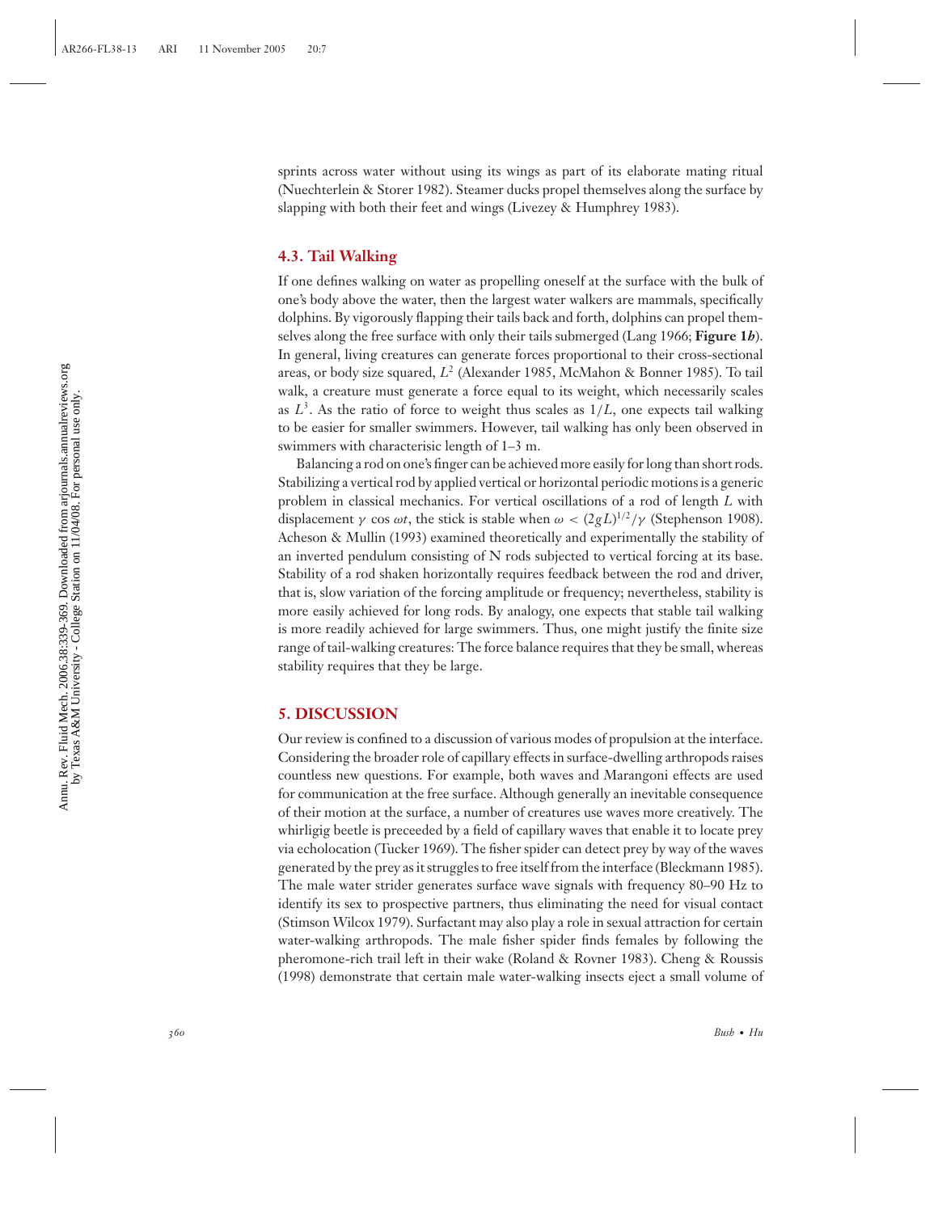sprints across water without using its wings as part of its elaborate mating ritual (Nuechterlein & Storer 1982). Steamer ducks propel themselves along the surface by slapping with both their feet and wings (Livezey & Humphrey 1983).

### 4.3. Tail Walking

If one defines walking on water as propelling oneself at the surface with the bulk of one's body above the water, then the largest water walkers are mammals, specifically dolphins. By vigorously flapping their tails back and forth, dolphins can propel themselves along the free surface with only their tails submerged (Lang 1966; **Figure 1*b***). In general, living creatures can generate forces proportional to their cross-sectional areas, or body size squared, $L^2$ (Alexander 1985, McMahon & Bonner 1985). To tail walk, a creature must generate a force equal to its weight, which necessarily scales as $L^3$. As the ratio of force to weight thus scales as $1/L$, one expects tail walking to be easier for smaller swimmers. However, tail walking has only been observed in swimmers with characterisic length of 1–3 m.

Balancing a rod on one's finger can be achieved more easily for long than short rods. Stabilizing a vertical rod by applied vertical or horizontal periodic motions is a generic problem in classical mechanics. For vertical oscillations of a rod of length $L$ with displacement $\gamma \cos \omega t$, the stick is stable when $\omega < (2gL)^{1/2}/\gamma$ (Stephenson 1908). Acheson & Mullin (1993) examined theoretically and experimentally the stability of an inverted pendulum consisting of N rods subjected to vertical forcing at its base. Stability of a rod shaken horizontally requires feedback between the rod and driver, that is, slow variation of the forcing amplitude or frequency; nevertheless, stability is more easily achieved for long rods. By analogy, one expects that stable tail walking is more readily achieved for large swimmers. Thus, one might justify the finite size range of tail-walking creatures: The force balance requires that they be small, whereas stability requires that they be large.

## 5. DISCUSSION

Our review is confined to a discussion of various modes of propulsion at the interface. Considering the broader role of capillary effects in surface-dwelling arthropods raises countless new questions. For example, both waves and Marangoni effects are used for communication at the free surface. Although generally an inevitable consequence of their motion at the surface, a number of creatures use waves more creatively. The whirligig beetle is preceeded by a field of capillary waves that enable it to locate prey via echolocation (Tucker 1969). The fisher spider can detect prey by way of the waves generated by the prey as it struggles to free itself from the interface (Bleckmann 1985). The male water strider generates surface wave signals with frequency 80–90 Hz to identify its sex to prospective partners, thus eliminating the need for visual contact (Stimson Wilcox 1979). Surfactant may also play a role in sexual attraction for certain water-walking arthropods. The male fisher spider finds females by following the pheromone-rich trail left in their wake (Roland & Rovner 1983). Cheng & Roussis (1998) demonstrate that certain male water-walking insects eject a small volume of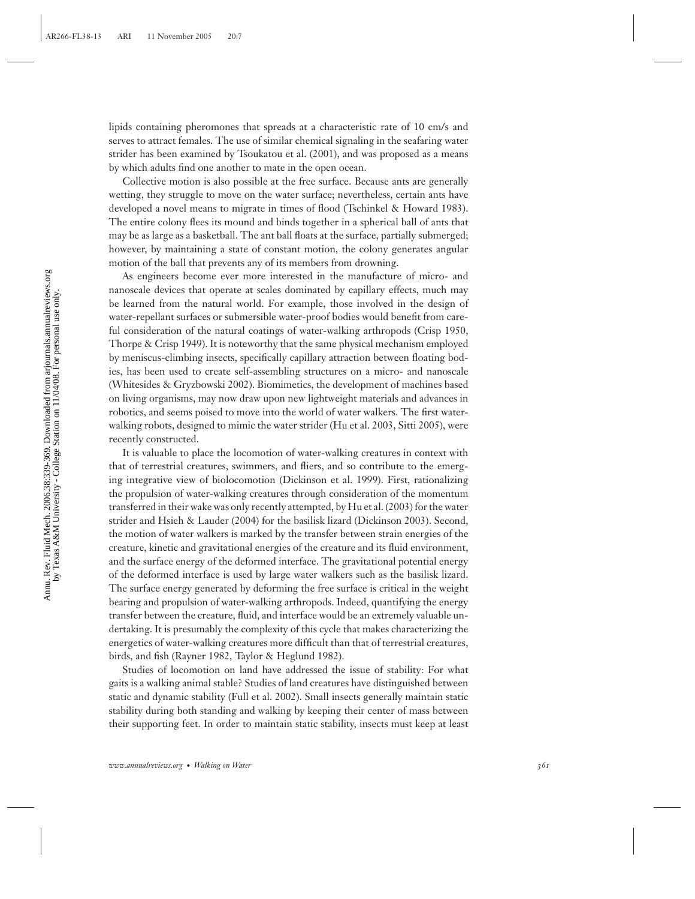lipids containing pheromones that spreads at a characteristic rate of 10 cm/s and serves to attract females. The use of similar chemical signaling in the seafaring water strider has been examined by Tsoukatou et al. (2001), and was proposed as a means by which adults find one another to mate in the open ocean.

Collective motion is also possible at the free surface. Because ants are generally wetting, they struggle to move on the water surface; nevertheless, certain ants have developed a novel means to migrate in times of flood (Tschinkel & Howard 1983). The entire colony flees its mound and binds together in a spherical ball of ants that may be as large as a basketball. The ant ball floats at the surface, partially submerged; however, by maintaining a state of constant motion, the colony generates angular motion of the ball that prevents any of its members from drowning.

As engineers become ever more interested in the manufacture of micro- and nanoscale devices that operate at scales dominated by capillary effects, much may be learned from the natural world. For example, those involved in the design of water-repellant surfaces or submersible water-proof bodies would benefit from careful consideration of the natural coatings of water-walking arthropods (Crisp 1950, Thorpe & Crisp 1949). It is noteworthy that the same physical mechanism employed by meniscus-climbing insects, specifically capillary attraction between floating bodies, has been used to create self-assembling structures on a micro- and nanoscale (Whitesides & Gryzbowski 2002). Biomimetics, the development of machines based on living organisms, may now draw upon new lightweight materials and advances in robotics, and seems poised to move into the world of water walkers. The first water-walking robots, designed to mimic the water strider (Hu et al. 2003, Sitti 2005), were recently constructed.

It is valuable to place the locomotion of water-walking creatures in context with that of terrestrial creatures, swimmers, and fliers, and so contribute to the emerging integrative view of biolocomotion (Dickinson et al. 1999). First, rationalizing the propulsion of water-walking creatures through consideration of the momentum transferred in their wake was only recently attempted, by Hu et al. (2003) for the water strider and Hsieh & Lauder (2004) for the basilisk lizard (Dickinson 2003). Second, the motion of water walkers is marked by the transfer between strain energies of the creature, kinetic and gravitational energies of the creature and its fluid environment, and the surface energy of the deformed interface. The gravitational potential energy of the deformed interface is used by large water walkers such as the basilisk lizard. The surface energy generated by deforming the free surface is critical in the weight bearing and propulsion of water-walking arthropods. Indeed, quantifying the energy transfer between the creature, fluid, and interface would be an extremely valuable undertaking. It is presumably the complexity of this cycle that makes characterizing the energetics of water-walking creatures more difficult than that of terrestrial creatures, birds, and fish (Rayner 1982, Taylor & Heglund 1982).

Studies of locomotion on land have addressed the issue of stability: For what gaits is a walking animal stable? Studies of land creatures have distinguished between static and dynamic stability (Full et al. 2002). Small insects generally maintain static stability during both standing and walking by keeping their center of mass between their supporting feet. In order to maintain static stability, insects must keep at least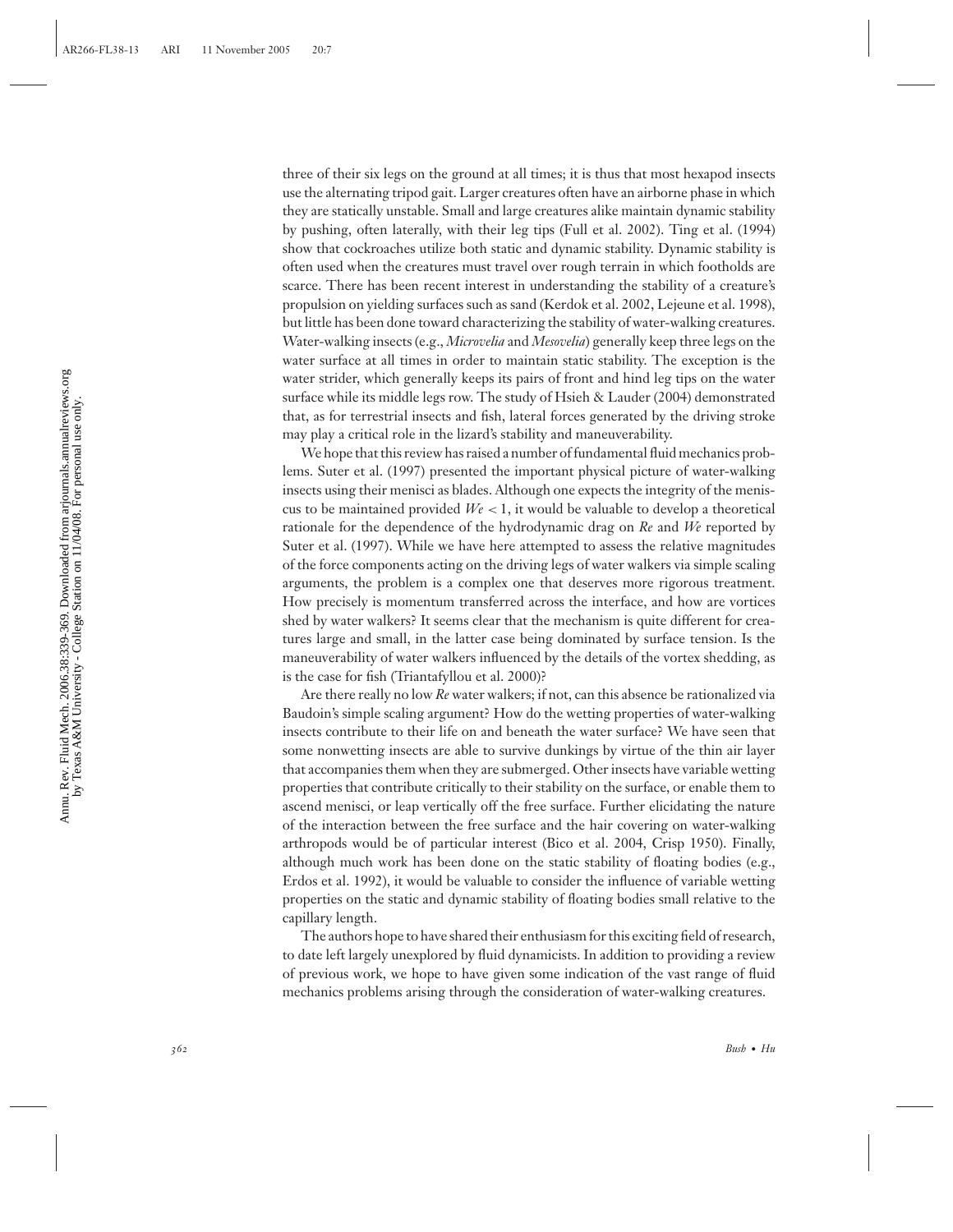three of their six legs on the ground at all times; it is thus that most hexapod insects use the alternating tripod gait. Larger creatures often have an airborne phase in which they are statically unstable. Small and large creatures alike maintain dynamic stability by pushing, often laterally, with their leg tips (Full et al. 2002). Ting et al. (1994) show that cockroaches utilize both static and dynamic stability. Dynamic stability is often used when the creatures must travel over rough terrain in which footholds are scarce. There has been recent interest in understanding the stability of a creature's propulsion on yielding surfaces such as sand (Kerdok et al. 2002, Lejeune et al. 1998), but little has been done toward characterizing the stability of water-walking creatures. Water-walking insects (e.g., *Microvelia* and *Mesovelia*) generally keep three legs on the water surface at all times in order to maintain static stability. The exception is the water strider, which generally keeps its pairs of front and hind leg tips on the water surface while its middle legs row. The study of Hsieh & Lauder (2004) demonstrated that, as for terrestrial insects and fish, lateral forces generated by the driving stroke may play a critical role in the lizard's stability and maneuverability.

We hope that this review has raised a number of fundamental fluid mechanics problems. Suter et al. (1997) presented the important physical picture of water-walking insects using their menisci as blades. Although one expects the integrity of the meniscus to be maintained provided $We < 1$, it would be valuable to develop a theoretical rationale for the dependence of the hydrodynamic drag on $Re$ and $We$ reported by Suter et al. (1997). While we have here attempted to assess the relative magnitudes of the force components acting on the driving legs of water walkers via simple scaling arguments, the problem is a complex one that deserves more rigorous treatment. How precisely is momentum transferred across the interface, and how are vortices shed by water walkers? It seems clear that the mechanism is quite different for creatures large and small, in the latter case being dominated by surface tension. Is the maneuverability of water walkers influenced by the details of the vortex shedding, as is the case for fish (Triantafyllou et al. 2000)?

Are there really no low $Re$ water walkers; if not, can this absence be rationalized via Baudoin's simple scaling argument? How do the wetting properties of water-walking insects contribute to their life on and beneath the water surface? We have seen that some nonwetting insects are able to survive dunkings by virtue of the thin air layer that accompanies them when they are submerged. Other insects have variable wetting properties that contribute critically to their stability on the surface, or enable them to ascend menisci, or leap vertically off the free surface. Further elicidating the nature of the interaction between the free surface and the hair covering on water-walking arthropods would be of particular interest (Bico et al. 2004, Crisp 1950). Finally, although much work has been done on the static stability of floating bodies (e.g., Erdos et al. 1992), it would be valuable to consider the influence of variable wetting properties on the static and dynamic stability of floating bodies small relative to the capillary length.

The authors hope to have shared their enthusiasm for this exciting field of research, to date left largely unexplored by fluid dynamicists. In addition to providing a review of previous work, we hope to have given some indication of the vast range of fluid mechanics problems arising through the consideration of water-walking creatures.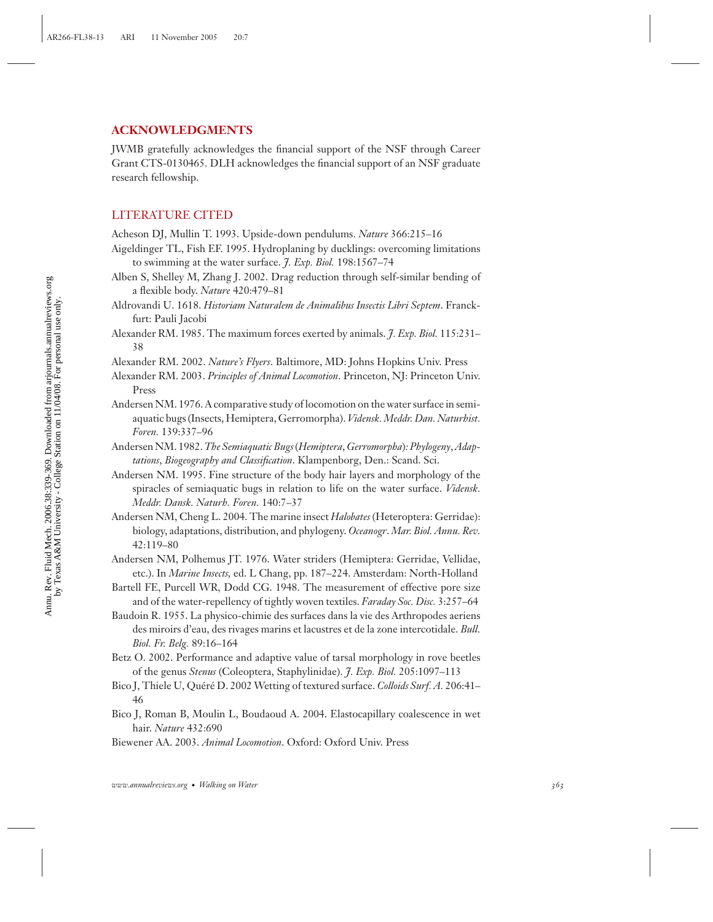## ACKNOWLEDGMENTS

JWMB gratefully acknowledges the financial support of the NSF through Career Grant CTS-0130465. DLH acknowledges the financial support of an NSF graduate research fellowship.

## LITERATURE CITED

Acheson DJ, Mullin T. 1993. Upside-down pendulums. *Nature* 366:215–16

Aigeldinger TL, Fish EF. 1995. Hydroplaning by ducklings: overcoming limitations to swimming at the water surface. *J. Exp. Biol.* 198:1567–74

Alben S, Shelley M, Zhang J. 2002. Drag reduction through self-similar bending of a flexible body. *Nature* 420:479–81

Aldrovandi U. 1618. *Historiam Naturalem de Animalibus Insectis Libri Septem*. Franckfurt: Pauli Jacobi

Alexander RM. 1985. The maximum forces exerted by animals. *J. Exp. Biol.* 115:231–38

Alexander RM. 2002. *Nature's Flyers*. Baltimore, MD: Johns Hopkins Univ. Press

Alexander RM. 2003. *Principles of Animal Locomotion*. Princeton, NJ: Princeton Univ. Press

Andersen NM. 1976. A comparative study of locomotion on the water surface in semiaquatic bugs (Insects, Hemiptera, Gerromorpha). *Vidensk. Meddr. Dan. Naturhist. Foren.* 139:337–96

Andersen NM. 1982. *The Semiaquatic Bugs (Hemiptera, Gerromorpha): Phylogeny, Adaptations, Biogeography and Classification*. Klampenborg, Den.: Scand. Sci.

Andersen NM. 1995. Fine structure of the body hair layers and morphology of the spiracles of semiaquatic bugs in relation to life on the water surface. *Vidensk. Meddr. Dansk. Naturh. Foren.* 140:7–37

Andersen NM, Cheng L. 2004. The marine insect *Halobates* (Heteroptera: Gerridae): biology, adaptations, distribution, and phylogeny. *Oceanogr. Mar. Biol. Annu. Rev.* 42:119–80

Andersen NM, Polhemus JT. 1976. Water striders (Hemiptera: Gerridae, Vellidae, etc.). In *Marine Insects,* ed. L Chang, pp. 187–224. Amsterdam: North-Holland

Bartell FE, Purcell WR, Dodd CG. 1948. The measurement of effective pore size and of the water-repellency of tightly woven textiles. *Faraday Soc. Disc.* 3:257–64

Baudoin R. 1955. La physico-chimie des surfaces dans la vie des Arthropodes aeriens des miroirs d'eau, des rivages marins et lacustres et de la zone intercotidale. *Bull. Biol. Fr. Belg.* 89:16–164

Betz O. 2002. Performance and adaptive value of tarsal morphology in rove beetles of the genus *Stenus* (Coleoptera, Staphylinidae). *J. Exp. Biol.* 205:1097–113

Bico J, Thiele U, Quéré D. 2002 Wetting of textured surface. *Colloids Surf. A.* 206:41–46

Bico J, Roman B, Moulin L, Boudaoud A. 2004. Elastocapillary coalescence in wet hair. *Nature* 432:690

Biewener AA. 2003. *Animal Locomotion*. Oxford: Oxford Univ. Press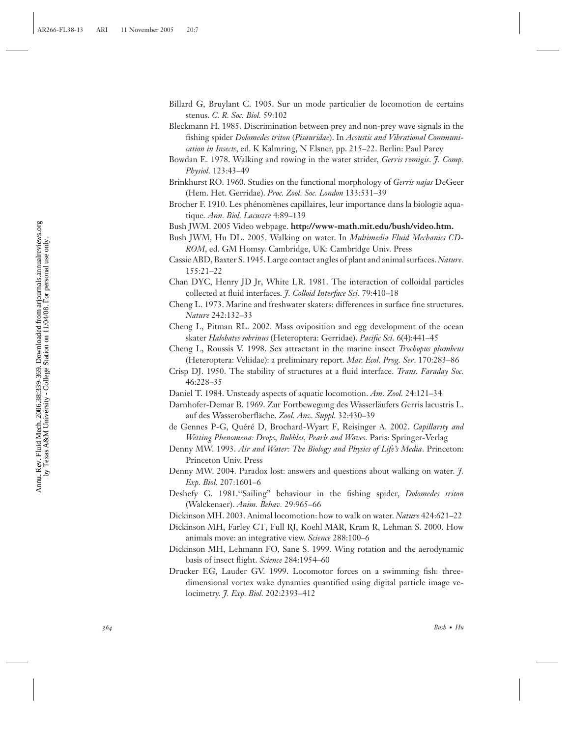Billard G, Bruylant C. 1905. Sur un mode particulier de locomotion de certains stenus. *C. R. Soc. Biol.* 59:102

Bleckmann H. 1985. Discrimination between prey and non-prey wave signals in the fishing spider *Dolomedes triton* (*Pisauridae*). In *Acoustic and Vibrational Communication in Insects*, ed. K Kalmring, N Elsner, pp. 215–22. Berlin: Paul Parey

Bowdan E. 1978. Walking and rowing in the water strider, *Gerris remigis*. *J. Comp. Physiol.* 123:43–49

Brinkhurst RO. 1960. Studies on the functional morphology of *Gerris najas* DeGeer (Hem. Het. Gerridae). *Proc. Zool. Soc. London* 133:531–39

Brocher F. 1910. Les phénomènes capillaires, leur importance dans la biologie aquatique. *Ann. Biol. Lacustre* 4:89–139

Bush JWM. 2005 Video webpage. **http://www-math.mit.edu/bush/video.htm.**

Bush JWM, Hu DL. 2005. Walking on water. In *Multimedia Fluid Mechanics CD-ROM*, ed. GM Homsy. Cambridge, UK: Cambridge Univ. Press

Cassie ABD, Baxter S. 1945. Large contact angles of plant and animal surfaces. *Nature.* 155:21–22

Chan DYC, Henry JD Jr, White LR. 1981. The interaction of colloidal particles collected at fluid interfaces. *J. Colloid Interface Sci*. 79:410–18

Cheng L. 1973. Marine and freshwater skaters: differences in surface fine structures. *Nature* 242:132–33

Cheng L, Pitman RL. 2002. Mass oviposition and egg development of the ocean skater *Halobates sobrinus* (Heteroptera: Gerridae). *Pacific Sci.* 6(4):441–45

Cheng L, Roussis V. 1998. Sex attractant in the marine insect *Trochopus plumbeus* (Heteroptera: Veliidae): a preliminary report. *Mar. Ecol. Prog. Ser*. 170:283–86

Crisp DJ. 1950. The stability of structures at a fluid interface. *Trans. Faraday Soc.* 46:228–35

Daniel T. 1984. Unsteady aspects of aquatic locomotion. *Am. Zool.* 24:121–34

Darnhofer-Demar B. 1969. Zur Fortbewegung des Wasserläufers Gerris lacustris L. auf des Wasseroberfläche. *Zool. Anz. Suppl.* 32:430–39

de Gennes P-G, Quéré D, Brochard-Wyart F, Reisinger A. 2002. *Capillarity and Wetting Phenomena: Drops, Bubbles, Pearls and Waves*. Paris: Springer-Verlag

Denny MW. 1993. *Air and Water: The Biology and Physics of Life's Media*. Princeton: Princeton Univ. Press

Denny MW. 2004. Paradox lost: answers and questions about walking on water. *J. Exp. Biol.* 207:1601–6

Deshefy G. 1981."Sailing" behaviour in the fishing spider, *Dolomedes triton* (Walckenaer). *Anim. Behav.* 29:965–66

Dickinson MH. 2003. Animal locomotion: how to walk on water. *Nature* 424:621–22

Dickinson MH, Farley CT, Full RJ, Koehl MAR, Kram R, Lehman S. 2000. How animals move: an integrative view. *Science* 288:100–6

Dickinson MH, Lehmann FO, Sane S. 1999. Wing rotation and the aerodynamic basis of insect flight. *Science* 284:1954–60

Drucker EG, Lauder GV. 1999. Locomotor forces on a swimming fish: three-dimensional vortex wake dynamics quantified using digital particle image velocimetry. *J. Exp. Biol.* 202:2393–412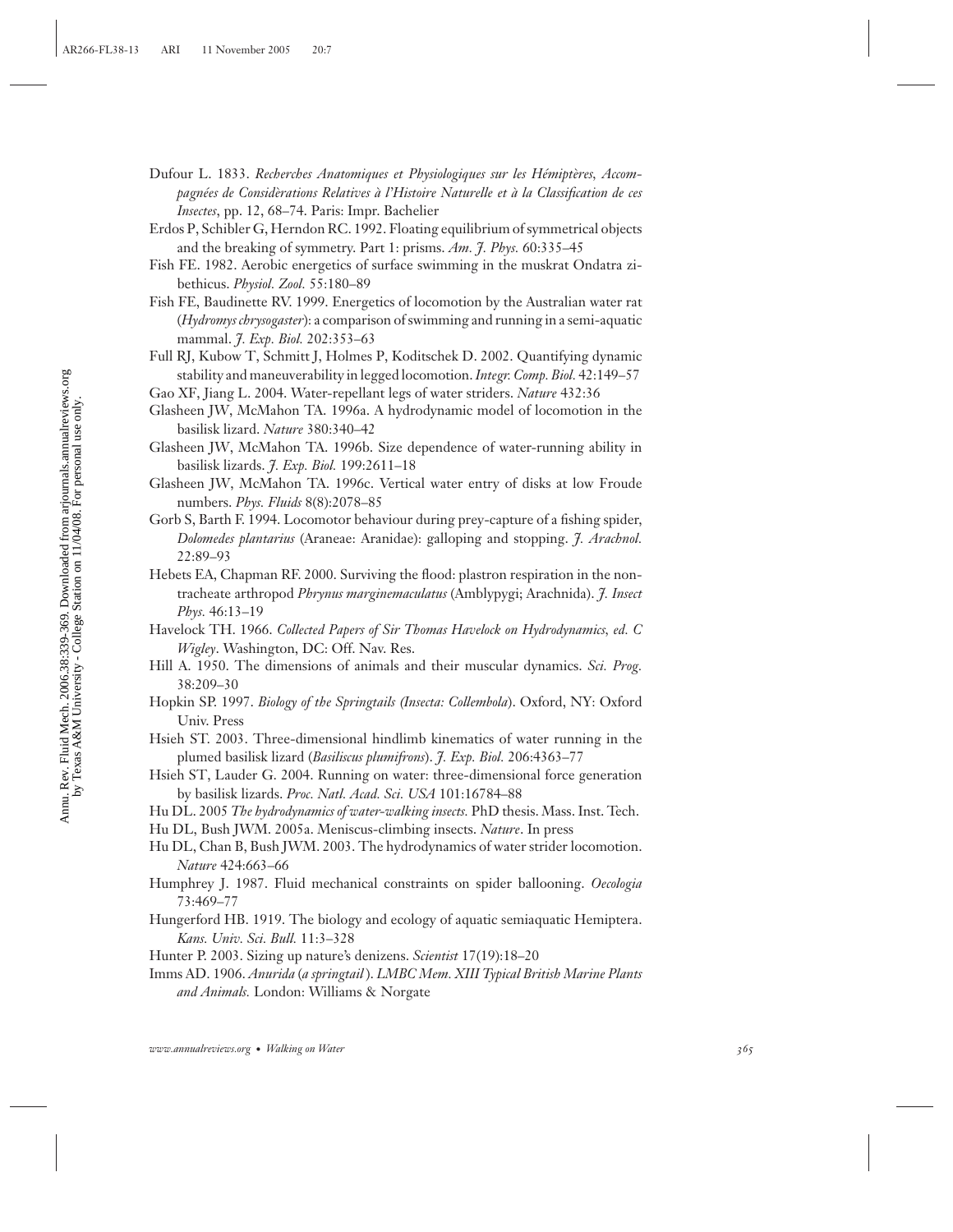Dufour L. 1833. *Recherches Anatomiques et Physiologiques sur les Hémiptères, Accompagnées de Considèrations Relatives à l'Histoire Naturelle et à la Classification de ces Insectes*, pp. 12, 68–74. Paris: Impr. Bachelier

Erdos P, Schibler G, Herndon RC. 1992. Floating equilibrium of symmetrical objects and the breaking of symmetry. Part 1: prisms. *Am. J. Phys.* 60:335–45

Fish FE. 1982. Aerobic energetics of surface swimming in the muskrat Ondatra zibethicus. *Physiol. Zool.* 55:180–89

Fish FE, Baudinette RV. 1999. Energetics of locomotion by the Australian water rat (*Hydromys chrysogaster*): a comparison of swimming and running in a semi-aquatic mammal. *J. Exp. Biol.* 202:353–63

Full RJ, Kubow T, Schmitt J, Holmes P, Koditschek D. 2002. Quantifying dynamic stability and maneuverability in legged locomotion. *Integr. Comp. Biol.* 42:149–57

Gao XF, Jiang L. 2004. Water-repellant legs of water striders. *Nature* 432:36

Glasheen JW, McMahon TA. 1996a. A hydrodynamic model of locomotion in the basilisk lizard. *Nature* 380:340–42

Glasheen JW, McMahon TA. 1996b. Size dependence of water-running ability in basilisk lizards. *J. Exp. Biol.* 199:2611–18

Glasheen JW, McMahon TA. 1996c. Vertical water entry of disks at low Froude numbers. *Phys. Fluids* 8(8):2078–85

Gorb S, Barth F. 1994. Locomotor behaviour during prey-capture of a fishing spider, *Dolomedes plantarius* (Araneae: Aranidae): galloping and stopping. *J. Arachnol.* 22:89–93

Hebets EA, Chapman RF. 2000. Surviving the flood: plastron respiration in the non-tracheate arthropod *Phrynus marginemaculatus* (Amblypygi; Arachnida). *J. Insect Phys.* 46:13–19

Havelock TH. 1966. *Collected Papers of Sir Thomas Havelock on Hydrodynamics, ed. C Wigley*. Washington, DC: Off. Nav. Res.

Hill A. 1950. The dimensions of animals and their muscular dynamics. *Sci. Prog.* 38:209–30

Hopkin SP. 1997. *Biology of the Springtails (Insecta: Collembola)*. Oxford, NY: Oxford Univ. Press

Hsieh ST. 2003. Three-dimensional hindlimb kinematics of water running in the plumed basilisk lizard (*Basiliscus plumifrons*). *J. Exp. Biol.* 206:4363–77

Hsieh ST, Lauder G. 2004. Running on water: three-dimensional force generation by basilisk lizards. *Proc. Natl. Acad. Sci. USA* 101:16784–88

Hu DL. 2005 *The hydrodynamics of water-walking insects.* PhD thesis. Mass. Inst. Tech.

Hu DL, Bush JWM. 2005a. Meniscus-climbing insects. *Nature*. In press

Hu DL, Chan B, Bush JWM. 2003. The hydrodynamics of water strider locomotion. *Nature* 424:663–66

Humphrey J. 1987. Fluid mechanical constraints on spider ballooning. *Oecologia* 73:469–77

Hungerford HB. 1919. The biology and ecology of aquatic semiaquatic Hemiptera. *Kans. Univ. Sci. Bull.* 11:3–328

Hunter P. 2003. Sizing up nature's denizens. *Scientist* 17(19):18–20

Imms AD. 1906. *Anurida* (*a springtail*). *LMBC Mem. XIII Typical British Marine Plants and Animals.* London: Williams & Norgate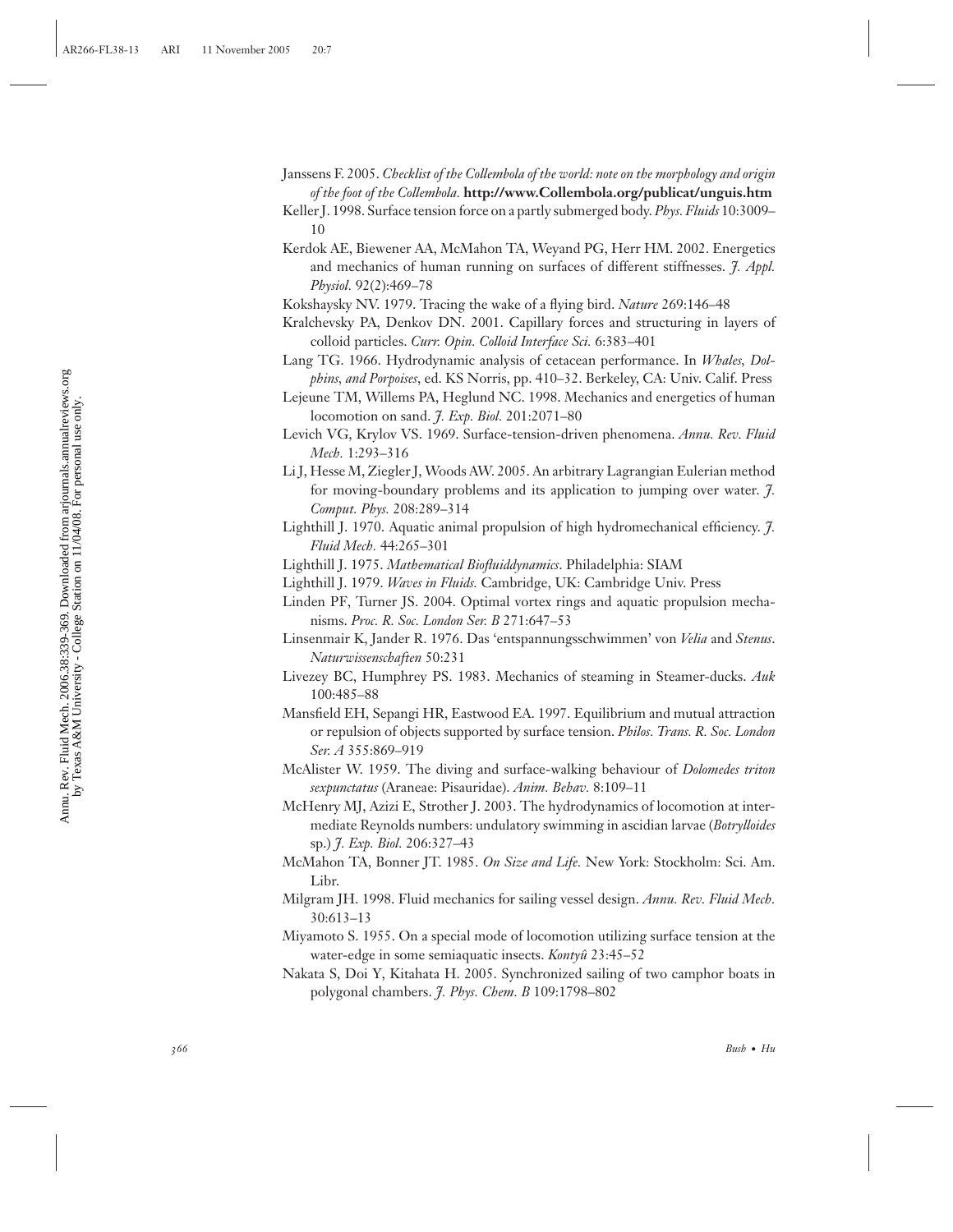Janssens F. 2005. *Checklist of the Collembola of the world: note on the morphology and origin of the foot of the Collembola.* **http://www.Collembola.org/publicat/unguis.htm**

Keller J. 1998. Surface tension force on a partly submerged body. *Phys. Fluids* 10:3009–10

Kerdok AE, Biewener AA, McMahon TA, Weyand PG, Herr HM. 2002. Energetics and mechanics of human running on surfaces of different stiffnesses. *J. Appl. Physiol.* 92(2):469–78

Kokshaysky NV. 1979. Tracing the wake of a flying bird. *Nature* 269:146–48

Kralchevsky PA, Denkov DN. 2001. Capillary forces and structuring in layers of colloid particles. *Curr. Opin. Colloid Interface Sci.* 6:383–401

Lang TG. 1966. Hydrodynamic analysis of cetacean performance. In *Whales, Dolphins, and Porpoises*, ed. KS Norris, pp. 410–32. Berkeley, CA: Univ. Calif. Press

Lejeune TM, Willems PA, Heglund NC. 1998. Mechanics and energetics of human locomotion on sand. *J. Exp. Biol.* 201:2071–80

Levich VG, Krylov VS. 1969. Surface-tension-driven phenomena. *Annu. Rev. Fluid Mech.* 1:293–316

Li J, Hesse M, Ziegler J, Woods AW. 2005. An arbitrary Lagrangian Eulerian method for moving-boundary problems and its application to jumping over water. *J. Comput. Phys.* 208:289–314

Lighthill J. 1970. Aquatic animal propulsion of high hydromechanical efficiency. *J. Fluid Mech.* 44:265–301

Lighthill J. 1975. *Mathematical Biofluiddynamics*. Philadelphia: SIAM

Lighthill J. 1979. *Waves in Fluids.* Cambridge, UK: Cambridge Univ. Press

Linden PF, Turner JS. 2004. Optimal vortex rings and aquatic propulsion mechanisms. *Proc. R. Soc. London Ser. B* 271:647–53

Linsenmair K, Jander R. 1976. Das 'entspannungsschwimmen' von *Velia* and *Stenus*. *Naturwissenschaften* 50:231

Livezey BC, Humphrey PS. 1983. Mechanics of steaming in Steamer-ducks. *Auk* 100:485–88

Mansfield EH, Sepangi HR, Eastwood EA. 1997. Equilibrium and mutual attraction or repulsion of objects supported by surface tension. *Philos. Trans. R. Soc. London Ser. A* 355:869–919

McAlister W. 1959. The diving and surface-walking behaviour of *Dolomedes triton sexpunctatus* (Araneae: Pisauridae). *Anim. Behav.* 8:109–11

McHenry MJ, Azizi E, Strother J. 2003. The hydrodynamics of locomotion at intermediate Reynolds numbers: undulatory swimming in ascidian larvae (*Botrylloides* sp.) *J. Exp. Biol.* 206:327–43

McMahon TA, Bonner JT. 1985. *On Size and Life.* New York: Stockholm: Sci. Am. Libr.

Milgram JH. 1998. Fluid mechanics for sailing vessel design. *Annu. Rev. Fluid Mech.* 30:613–13

Miyamoto S. 1955. On a special mode of locomotion utilizing surface tension at the water-edge in some semiaquatic insects. *Kontyû* 23:45–52

Nakata S, Doi Y, Kitahata H. 2005. Synchronized sailing of two camphor boats in polygonal chambers. *J. Phys. Chem. B* 109:1798–802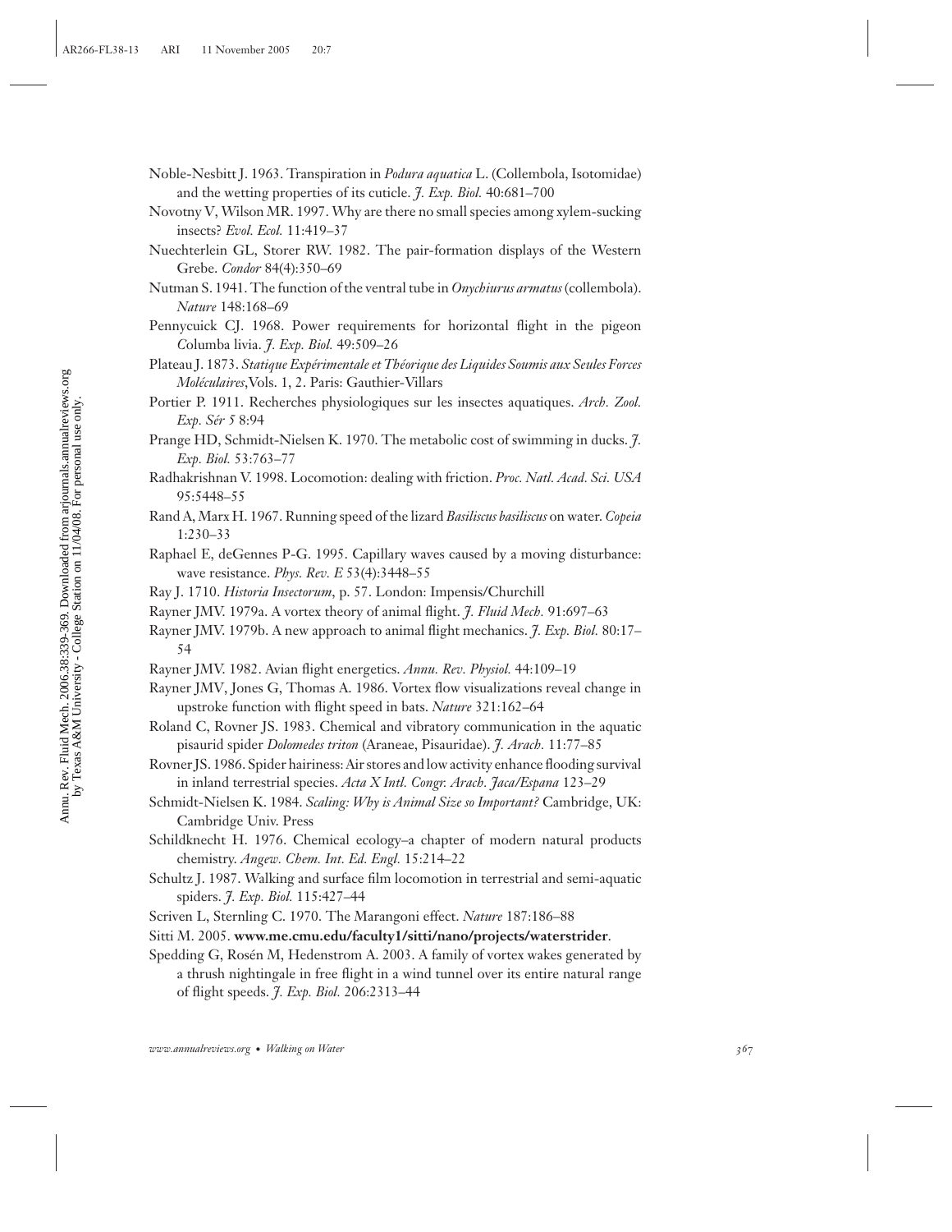Noble-Nesbitt J. 1963. Transpiration in *Podura aquatica* L. (Collembola, Isotomidae) and the wetting properties of its cuticle. *J. Exp. Biol.* 40:681–700

Novotny V, Wilson MR. 1997. Why are there no small species among xylem-sucking insects? *Evol. Ecol.* 11:419–37

Nuechterlein GL, Storer RW. 1982. The pair-formation displays of the Western Grebe. *Condor* 84(4):350–69

Nutman S. 1941. The function of the ventral tube in *Onychiurus armatus* (collembola). *Nature* 148:168–69

Pennycuick CJ. 1968. Power requirements for horizontal flight in the pigeon *C*olumba livia. *J. Exp. Biol.* 49:509–26

Plateau J. 1873. *Statique Expérimentale et Théorique des Liquides Soumis aux Seules Forces Moléculaires*,Vols. 1, 2. Paris: Gauthier-Villars

Portier P. 1911. Recherches physiologiques sur les insectes aquatiques. *Arch. Zool. Exp. Sér 5* 8:94

Prange HD, Schmidt-Nielsen K. 1970. The metabolic cost of swimming in ducks. *J. Exp. Biol.* 53:763–77

Radhakrishnan V. 1998. Locomotion: dealing with friction. *Proc. Natl. Acad. Sci. USA* 95:5448–55

Rand A, Marx H. 1967. Running speed of the lizard *Basiliscus basiliscus* on water. *Copeia* 1:230–33

Raphael E, deGennes P-G. 1995. Capillary waves caused by a moving disturbance: wave resistance. *Phys. Rev. E* 53(4):3448–55

Ray J. 1710. *Historia Insectorum*, p. 57. London: Impensis/Churchill

Rayner JMV. 1979a. A vortex theory of animal flight. *J. Fluid Mech.* 91:697–63

Rayner JMV. 1979b. A new approach to animal flight mechanics. *J. Exp. Biol.* 80:17–54

Rayner JMV. 1982. Avian flight energetics. *Annu. Rev. Physiol.* 44:109–19

Rayner JMV, Jones G, Thomas A. 1986. Vortex flow visualizations reveal change in upstroke function with flight speed in bats. *Nature* 321:162–64

Roland C, Rovner JS. 1983. Chemical and vibratory communication in the aquatic pisaurid spider *Dolomedes triton* (Araneae, Pisauridae). *J. Arach.* 11:77–85

Rovner JS. 1986. Spider hairiness: Air stores and low activity enhance flooding survival in inland terrestrial species. *Acta X Intl. Congr. Arach. Jaca/Espana* 123–29

Schmidt-Nielsen K. 1984. *Scaling: Why is Animal Size so Important?* Cambridge, UK: Cambridge Univ. Press

Schildknecht H. 1976. Chemical ecology–a chapter of modern natural products chemistry. *Angew. Chem. Int. Ed. Engl.* 15:214–22

Schultz J. 1987. Walking and surface film locomotion in terrestrial and semi-aquatic spiders. *J. Exp. Biol.* 115:427–44

Scriven L, Sternling C. 1970. The Marangoni effect. *Nature* 187:186–88

Sitti M. 2005. **www.me.cmu.edu/faculty1/sitti/nano/projects/waterstrider**.

Spedding G, Rosén M, Hedenstrom A. 2003. A family of vortex wakes generated by a thrush nightingale in free flight in a wind tunnel over its entire natural range of flight speeds. *J. Exp. Biol.* 206:2313–44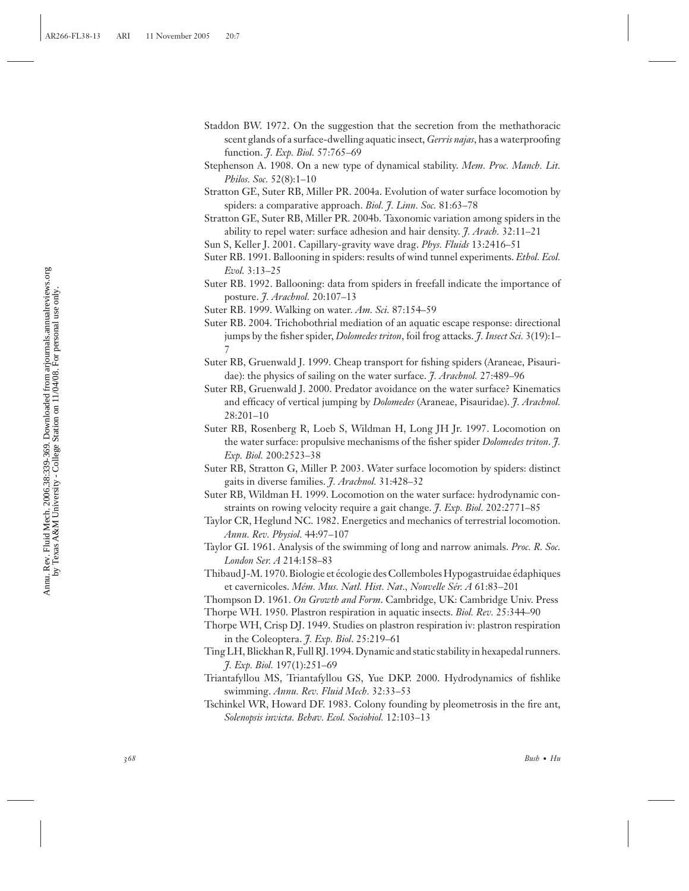Staddon BW. 1972. On the suggestion that the secretion from the methathoracic scent glands of a surface-dwelling aquatic insect, *Gerris najas*, has a waterproofing function. *J. Exp. Biol.* 57:765–69

Stephenson A. 1908. On a new type of dynamical stability. *Mem. Proc. Manch. Lit. Philos. Soc.* 52(8):1–10

Stratton GE, Suter RB, Miller PR. 2004a. Evolution of water surface locomotion by spiders: a comparative approach. *Biol. J. Linn. Soc.* 81:63–78

Stratton GE, Suter RB, Miller PR. 2004b. Taxonomic variation among spiders in the ability to repel water: surface adhesion and hair density. *J. Arach.* 32:11–21

Sun S, Keller J. 2001. Capillary-gravity wave drag. *Phys. Fluids* 13:2416–51

Suter RB. 1991. Ballooning in spiders: results of wind tunnel experiments. *Ethol. Ecol. Evol.* 3:13–25

Suter RB. 1992. Ballooning: data from spiders in freefall indicate the importance of posture. *J. Arachnol.* 20:107–13

Suter RB. 1999. Walking on water. *Am. Sci.* 87:154–59

Suter RB. 2004. Trichobothrial mediation of an aquatic escape response: directional jumps by the fisher spider, *Dolomedes triton*, foil frog attacks. *J. Insect Sci.* 3(19):1–7

Suter RB, Gruenwald J. 1999. Cheap transport for fishing spiders (Araneae, Pisauridae): the physics of sailing on the water surface. *J. Arachnol.* 27:489–96

Suter RB, Gruenwald J. 2000. Predator avoidance on the water surface? Kinematics and efficacy of vertical jumping by *Dolomedes* (Araneae, Pisauridae). *J. Arachnol.* 28:201–10

Suter RB, Rosenberg R, Loeb S, Wildman H, Long JH Jr. 1997. Locomotion on the water surface: propulsive mechanisms of the fisher spider *Dolomedes triton*. *J. Exp. Biol.* 200:2523–38

Suter RB, Stratton G, Miller P. 2003. Water surface locomotion by spiders: distinct gaits in diverse families. *J. Arachnol.* 31:428–32

Suter RB, Wildman H. 1999. Locomotion on the water surface: hydrodynamic constraints on rowing velocity require a gait change. *J. Exp. Biol.* 202:2771–85

Taylor CR, Heglund NC. 1982. Energetics and mechanics of terrestrial locomotion. *Annu. Rev. Physiol.* 44:97–107

Taylor GI. 1961. Analysis of the swimming of long and narrow animals. *Proc. R. Soc. London Ser. A* 214:158–83

Thibaud J-M. 1970. Biologie et écologie des Collemboles Hypogastruidae édaphiques et cavernicoles. *Mém. Mus. Natl. Hist. Nat., Nouvelle Sér. A* 61:83–201

Thompson D. 1961. *On Growth and Form*. Cambridge, UK: Cambridge Univ. Press

Thorpe WH. 1950. Plastron respiration in aquatic insects. *Biol. Rev.* 25:344–90

Thorpe WH, Crisp DJ. 1949. Studies on plastron respiration iv: plastron respiration in the Coleoptera. *J. Exp. Biol.* 25:219–61

Ting LH, Blickhan R, Full RJ. 1994. Dynamic and static stability in hexapedal runners. *J. Exp. Biol.* 197(1):251–69

Triantafyllou MS, Triantafyllou GS, Yue DKP. 2000. Hydrodynamics of fishlike swimming. *Annu. Rev. Fluid Mech.* 32:33–53

Tschinkel WR, Howard DF. 1983. Colony founding by pleometrosis in the fire ant, *Solenopsis invicta*. *Behav. Ecol. Sociobiol.* 12:103–13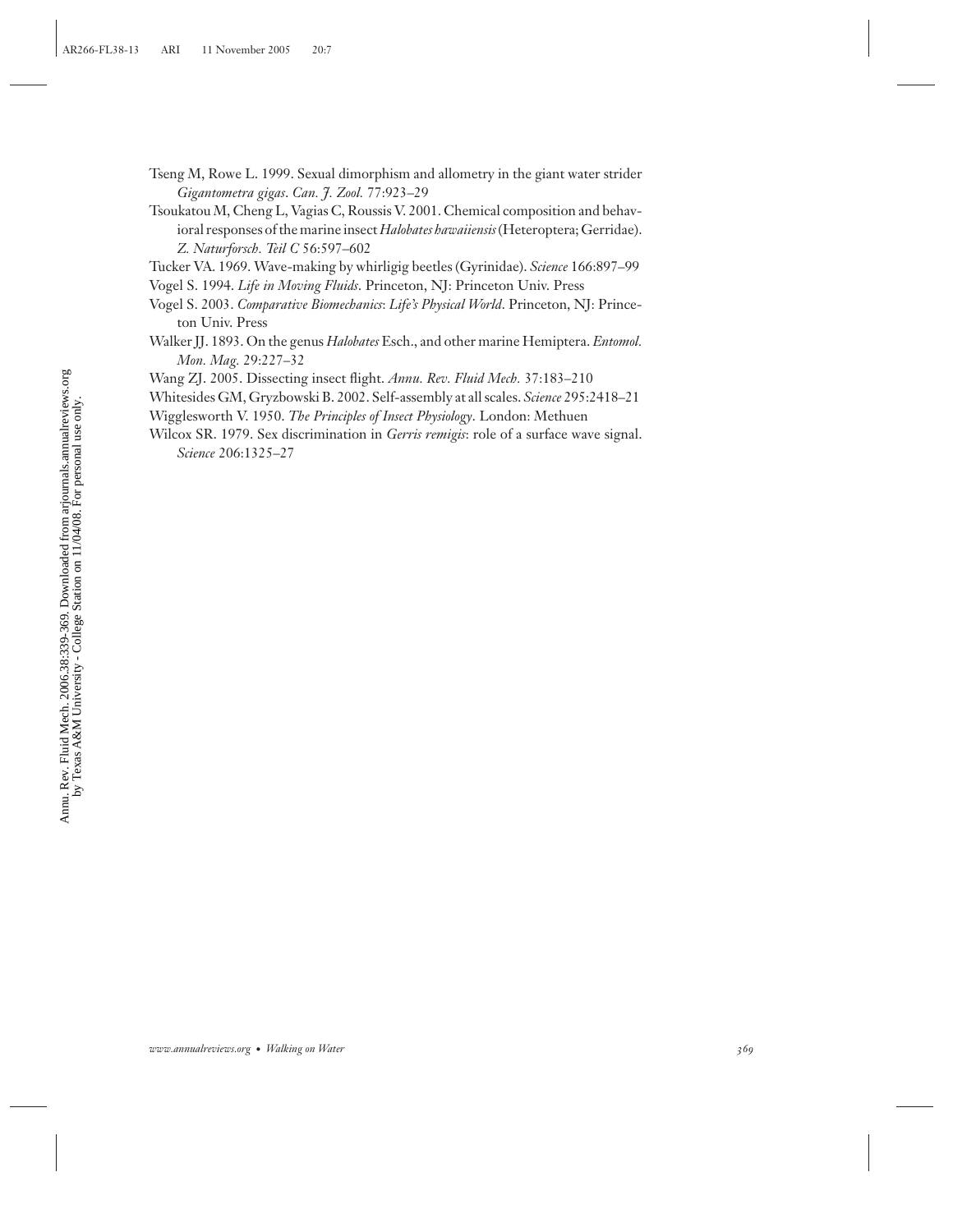Tseng M, Rowe L. 1999. Sexual dimorphism and allometry in the giant water strider *Gigantometra gigas*. *Can. J. Zool.* 77:923–29

Tsoukatou M, Cheng L, Vagias C, Roussis V. 2001. Chemical composition and behavioral responses of the marine insect *Halobates hawaiiensis* (Heteroptera; Gerridae). *Z. Naturforsch. Teil C* 56:597–602

Tucker VA. 1969. Wave-making by whirligig beetles (Gyrinidae). *Science* 166:897–99

Vogel S. 1994. *Life in Moving Fluids*. Princeton, NJ: Princeton Univ. Press

Vogel S. 2003. *Comparative Biomechanics: Life's Physical World*. Princeton, NJ: Princeton Univ. Press

Walker JJ. 1893. On the genus *Halobates* Esch., and other marine Hemiptera. *Entomol. Mon. Mag.* 29:227–32

Wang ZJ. 2005. Dissecting insect flight. *Annu. Rev. Fluid Mech.* 37:183–210

Whitesides GM, Gryzbowski B. 2002. Self-assembly at all scales. *Science* 295:2418–21

Wigglesworth V. 1950. *The Principles of Insect Physiology*. London: Methuen

Wilcox SR. 1979. Sex discrimination in *Gerris remigis*: role of a surface wave signal. *Science* 206:1325–27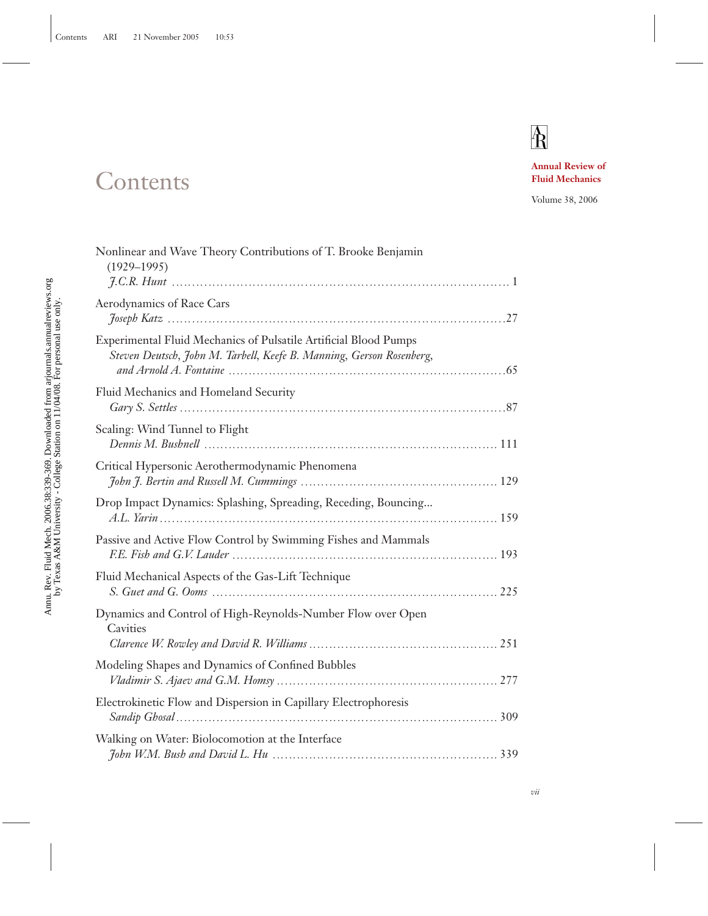# Contents

**Annual Review of Fluid Mechanics**

Volume 38, 2006

Nonlinear and Wave Theory Contributions of T. Brooke Benjamin (1929–1995)
*J.C.R. Hunt* ..... 1

Aerodynamics of Race Cars
*Joseph Katz* ..... 27

Experimental Fluid Mechanics of Pulsatile Artificial Blood Pumps
*Steven Deutsch, John M. Tarbell, Keefe B. Manning, Gerson Rosenberg, and Arnold A. Fontaine* ..... 65

Fluid Mechanics and Homeland Security
*Gary S. Settles* ..... 87

Scaling: Wind Tunnel to Flight
*Dennis M. Bushnell* ..... 111

Critical Hypersonic Aerothermodynamic Phenomena
*John J. Bertin and Russell M. Cummings* ..... 129

Drop Impact Dynamics: Splashing, Spreading, Receding, Bouncing...
*A.L. Yarin* ..... 159

Passive and Active Flow Control by Swimming Fishes and Mammals
*F.E. Fish and G.V. Lauder* ..... 193

Fluid Mechanical Aspects of the Gas-Lift Technique
*S. Guet and G. Ooms* ..... 225

Dynamics and Control of High-Reynolds-Number Flow over Open Cavities
*Clarence W. Rowley and David R. Williams* ..... 251

Modeling Shapes and Dynamics of Confined Bubbles
*Vladimir S. Ajaev and G.M. Homsy* ..... 277

Electrokinetic Flow and Dispersion in Capillary Electrophoresis
*Sandip Ghosal* ..... 309

Walking on Water: Biolocomotion at the Interface
*John W.M. Bush and David L. Hu* ..... 339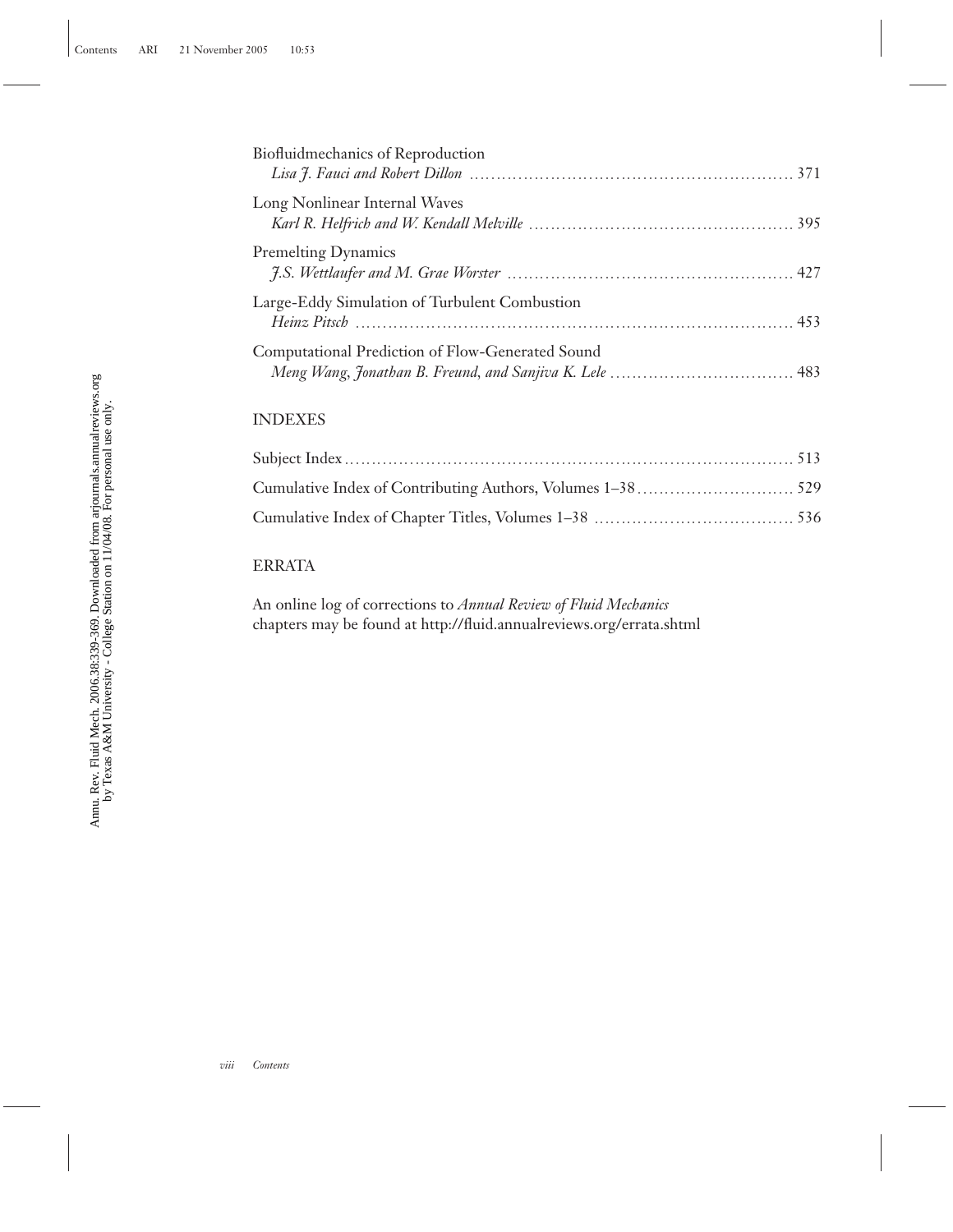Biofluidmechanics of Reproduction
*Lisa J. Fauci and Robert Dillon* .......................................................... 371

Long Nonlinear Internal Waves
*Karl R. Helfrich and W. Kendall Melville* ............................................... 395

Premelting Dynamics
*J.S. Wettlaufer and M. Grae Worster* .................................................. 427

Large-Eddy Simulation of Turbulent Combustion
*Heinz Pitsch* ........................................................................ 453

Computational Prediction of Flow-Generated Sound
*Meng Wang, Jonathan B. Freund, and Sanjiva K. Lele* ................................ 483

## INDEXES

Subject Index ......................................................................... 513

Cumulative Index of Contributing Authors, Volumes 1–38 ............................ 529

Cumulative Index of Chapter Titles, Volumes 1–38 .................................... 536

## ERRATA

An online log of corrections to *Annual Review of Fluid Mechanics* chapters may be found at http://fluid.annualreviews.org/errata.shtml